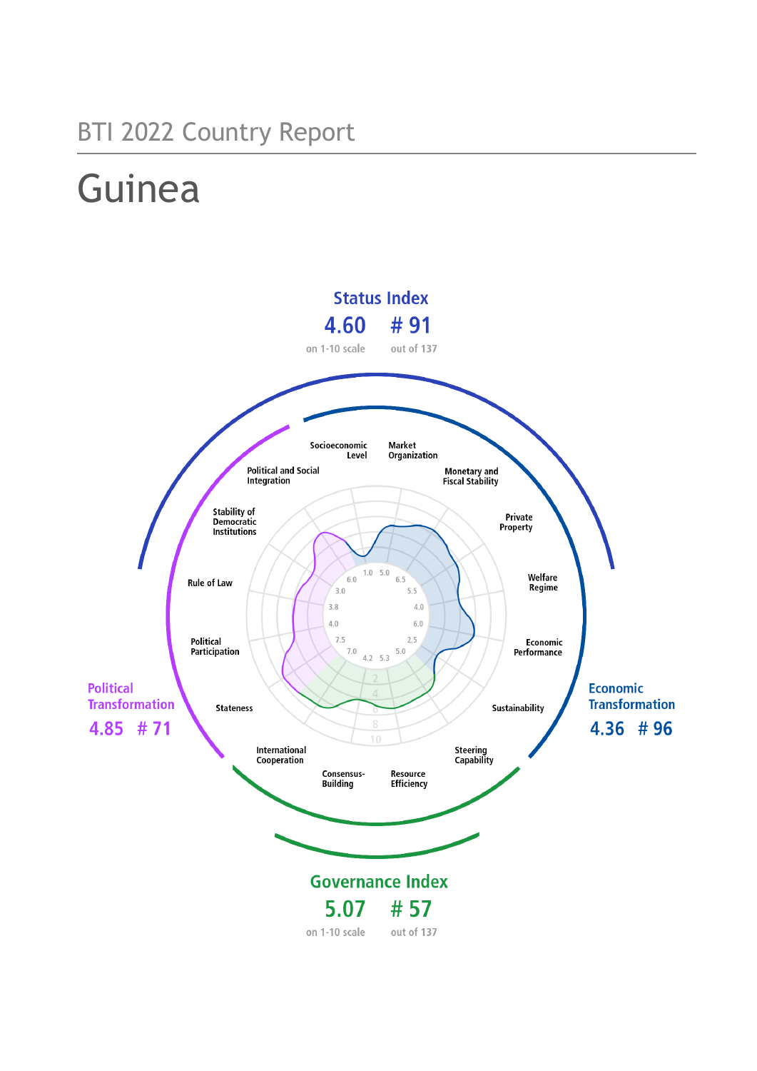BTI 2022 Country Report

# Guinea

**Status Index**

4.60 on 1-10 scale

# 91 out of 137

**Political Transformation**

4.85 # 71

**Economic Transformation**

4.36 # 96

**Governance Index**

5.07 on 1-10 scale

# 57 out of 137

| Criterion | Score |
|---|---|
| Stateness | 7.5 |
| Political Participation | 4.0 |
| Rule of Law | 3.8 |
| Stability of Democratic Institutions | 3.0 |
| Political and Social Integration | 6.0 |
| Socioeconomic Level | 1.0 |
| Market Organization | 5.0 |
| Monetary and Fiscal Stability | 6.5 |
| Private Property | 5.5 |
| Welfare Regime | 4.0 |
| Economic Performance | 6.0 |
| Sustainability | 2.5 |
| Steering Capability | 5.0 |
| Resource Efficiency | 5.3 |
| Consensus-Building | 4.2 |
| International Cooperation | 7.0 |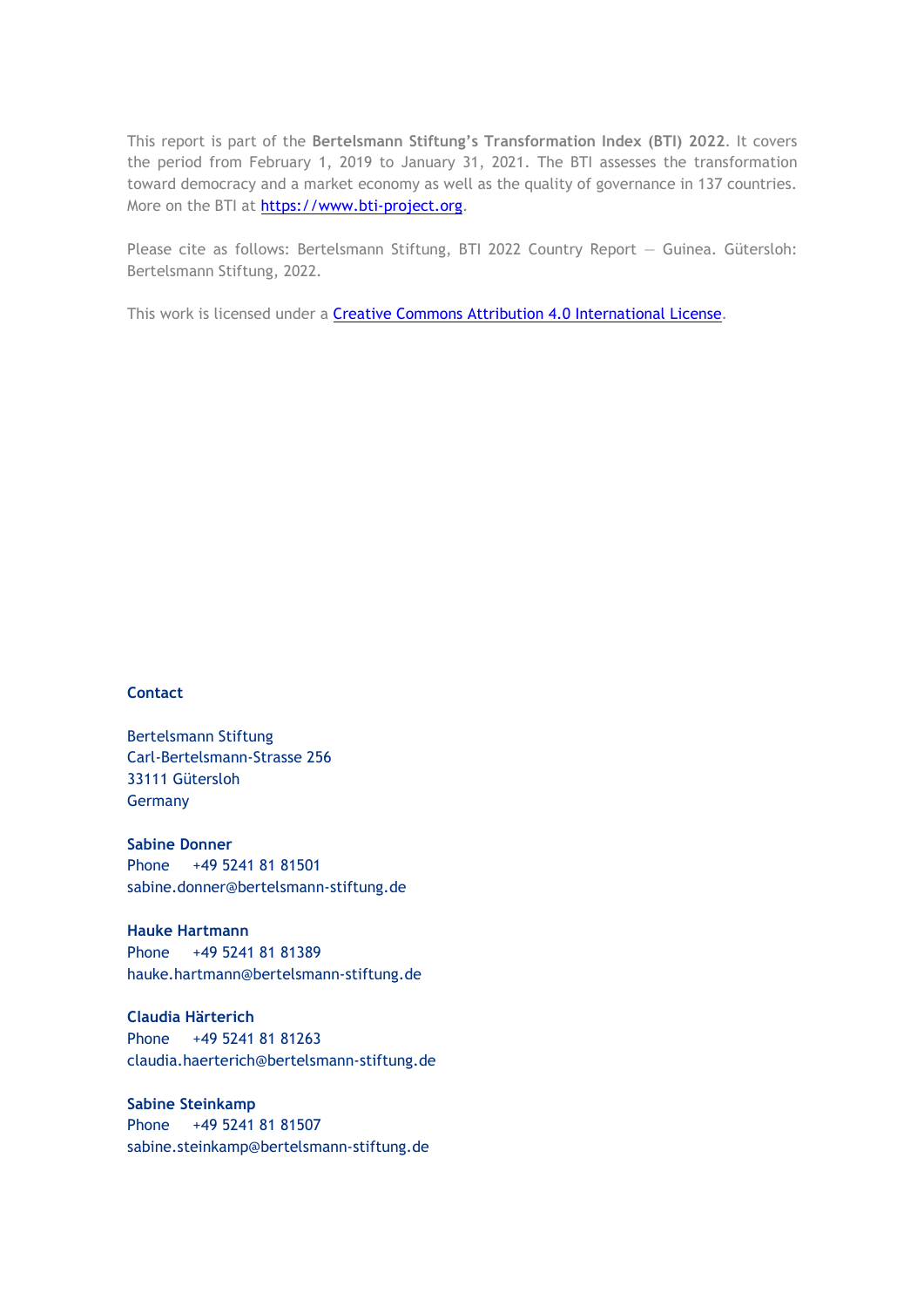This report is part of the **Bertelsmann Stiftung's Transformation Index (BTI) 2022**. It covers the period from February 1, 2019 to January 31, 2021. The BTI assesses the transformation toward democracy and a market economy as well as the quality of governance in 137 countries. More on the BTI at [https://www.bti-project.org](https://www.bti-project.org).

Please cite as follows: Bertelsmann Stiftung, BTI 2022 Country Report — Guinea. Gütersloh: Bertelsmann Stiftung, 2022.

This work is licensed under a [Creative Commons Attribution 4.0 International License](https://creativecommons.org/licenses/by/4.0/).

**Contact**

Bertelsmann Stiftung
Carl-Bertelsmann-Strasse 256
33111 Gütersloh
Germany

**Sabine Donner**
Phone +49 5241 81 81501
sabine.donner@bertelsmann-stiftung.de

**Hauke Hartmann**
Phone +49 5241 81 81389
hauke.hartmann@bertelsmann-stiftung.de

**Claudia Härterich**
Phone +49 5241 81 81263
claudia.haerterich@bertelsmann-stiftung.de

**Sabine Steinkamp**
Phone +49 5241 81 81507
sabine.steinkamp@bertelsmann-stiftung.de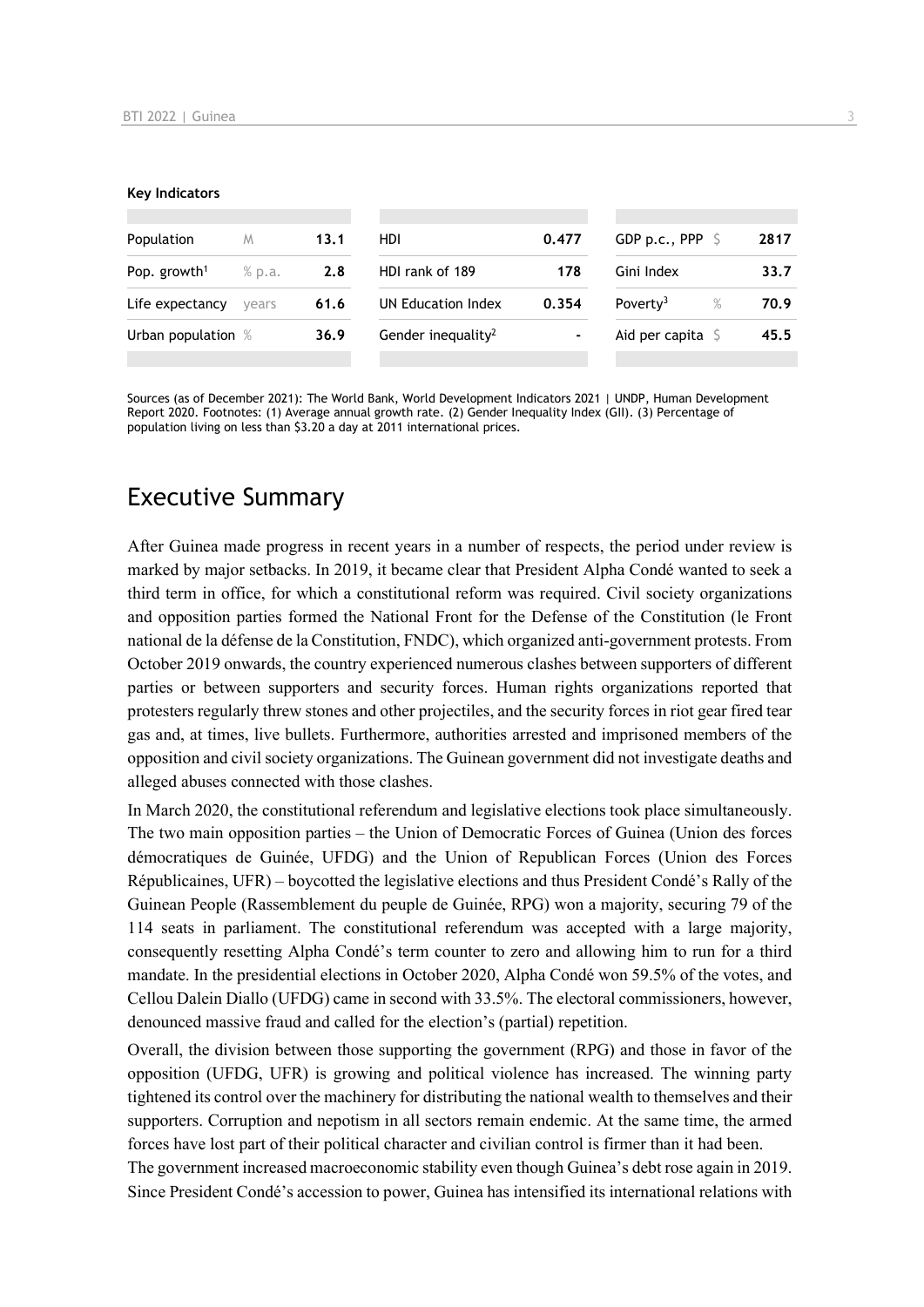**Key Indicators**

| Population | M | 13.1 | HDI | 0.477 | GDP p.c., PPP | $ | 2817 |
|---|---|---|---|---|---|---|---|
| Pop. growth[1] | % p.a. | 2.8 | HDI rank of 189 | 178 | Gini Index | | 33.7 |
| Life expectancy | years | 61.6 | UN Education Index | 0.354 | Poverty[3] | % | 70.9 |
| Urban population | % | 36.9 | Gender inequality[2] | - | Aid per capita | $ | 45.5 |

Sources (as of December 2021): The World Bank, World Development Indicators 2021 | UNDP, Human Development Report 2020. Footnotes: (1) Average annual growth rate. (2) Gender Inequality Index (GII). (3) Percentage of population living on less than $3.20 a day at 2011 international prices.

# Executive Summary

After Guinea made progress in recent years in a number of respects, the period under review is marked by major setbacks. In 2019, it became clear that President Alpha Condé wanted to seek a third term in office, for which a constitutional reform was required. Civil society organizations and opposition parties formed the National Front for the Defense of the Constitution (le Front national de la défense de la Constitution, FNDC), which organized anti-government protests. From October 2019 onwards, the country experienced numerous clashes between supporters of different parties or between supporters and security forces. Human rights organizations reported that protesters regularly threw stones and other projectiles, and the security forces in riot gear fired tear gas and, at times, live bullets. Furthermore, authorities arrested and imprisoned members of the opposition and civil society organizations. The Guinean government did not investigate deaths and alleged abuses connected with those clashes.

In March 2020, the constitutional referendum and legislative elections took place simultaneously. The two main opposition parties – the Union of Democratic Forces of Guinea (Union des forces démocratiques de Guinée, UFDG) and the Union of Republican Forces (Union des Forces Républicaines, UFR) – boycotted the legislative elections and thus President Condé's Rally of the Guinean People (Rassemblement du peuple de Guinée, RPG) won a majority, securing 79 of the 114 seats in parliament. The constitutional referendum was accepted with a large majority, consequently resetting Alpha Condé's term counter to zero and allowing him to run for a third mandate. In the presidential elections in October 2020, Alpha Condé won 59.5% of the votes, and Cellou Dalein Diallo (UFDG) came in second with 33.5%. The electoral commissioners, however, denounced massive fraud and called for the election's (partial) repetition.

Overall, the division between those supporting the government (RPG) and those in favor of the opposition (UFDG, UFR) is growing and political violence has increased. The winning party tightened its control over the machinery for distributing the national wealth to themselves and their supporters. Corruption and nepotism in all sectors remain endemic. At the same time, the armed forces have lost part of their political character and civilian control is firmer than it had been.

The government increased macroeconomic stability even though Guinea's debt rose again in 2019. Since President Condé's accession to power, Guinea has intensified its international relations with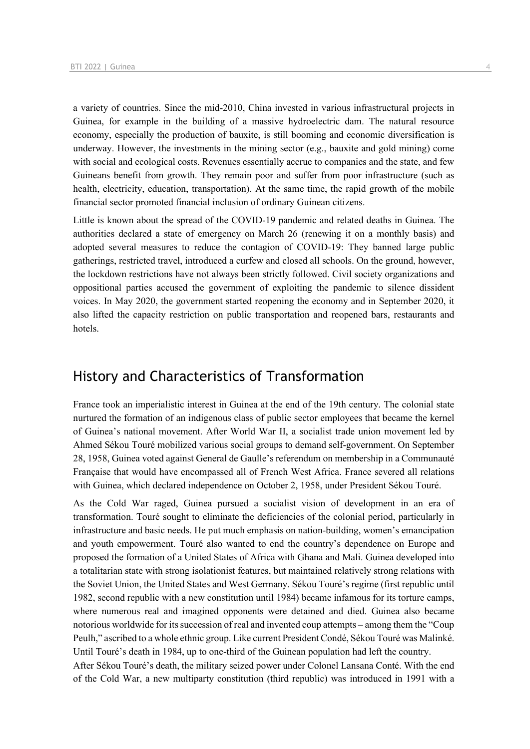a variety of countries. Since the mid-2010, China invested in various infrastructural projects in Guinea, for example in the building of a massive hydroelectric dam. The natural resource economy, especially the production of bauxite, is still booming and economic diversification is underway. However, the investments in the mining sector (e.g., bauxite and gold mining) come with social and ecological costs. Revenues essentially accrue to companies and the state, and few Guineans benefit from growth. They remain poor and suffer from poor infrastructure (such as health, electricity, education, transportation). At the same time, the rapid growth of the mobile financial sector promoted financial inclusion of ordinary Guinean citizens.

Little is known about the spread of the COVID-19 pandemic and related deaths in Guinea. The authorities declared a state of emergency on March 26 (renewing it on a monthly basis) and adopted several measures to reduce the contagion of COVID-19: They banned large public gatherings, restricted travel, introduced a curfew and closed all schools. On the ground, however, the lockdown restrictions have not always been strictly followed. Civil society organizations and oppositional parties accused the government of exploiting the pandemic to silence dissident voices. In May 2020, the government started reopening the economy and in September 2020, it also lifted the capacity restriction on public transportation and reopened bars, restaurants and hotels.

## History and Characteristics of Transformation

France took an imperialistic interest in Guinea at the end of the 19th century. The colonial state nurtured the formation of an indigenous class of public sector employees that became the kernel of Guinea's national movement. After World War II, a socialist trade union movement led by Ahmed Sékou Touré mobilized various social groups to demand self-government. On September 28, 1958, Guinea voted against General de Gaulle's referendum on membership in a Communauté Française that would have encompassed all of French West Africa. France severed all relations with Guinea, which declared independence on October 2, 1958, under President Sékou Touré.

As the Cold War raged, Guinea pursued a socialist vision of development in an era of transformation. Touré sought to eliminate the deficiencies of the colonial period, particularly in infrastructure and basic needs. He put much emphasis on nation-building, women's emancipation and youth empowerment. Touré also wanted to end the country's dependence on Europe and proposed the formation of a United States of Africa with Ghana and Mali. Guinea developed into a totalitarian state with strong isolationist features, but maintained relatively strong relations with the Soviet Union, the United States and West Germany. Sékou Touré's regime (first republic until 1982, second republic with a new constitution until 1984) became infamous for its torture camps, where numerous real and imagined opponents were detained and died. Guinea also became notorious worldwide for its succession of real and invented coup attempts – among them the "Coup Peulh," ascribed to a whole ethnic group. Like current President Condé, Sékou Touré was Malinké. Until Touré's death in 1984, up to one-third of the Guinean population had left the country.

After Sékou Touré's death, the military seized power under Colonel Lansana Conté. With the end of the Cold War, a new multiparty constitution (third republic) was introduced in 1991 with a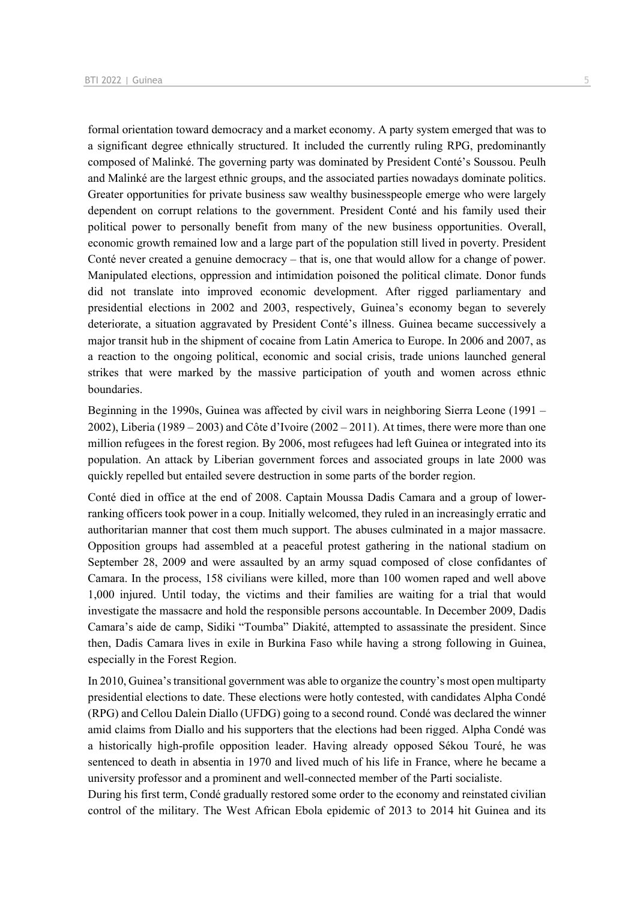formal orientation toward democracy and a market economy. A party system emerged that was to a significant degree ethnically structured. It included the currently ruling RPG, predominantly composed of Malinké. The governing party was dominated by President Conté's Soussou. Peulh and Malinké are the largest ethnic groups, and the associated parties nowadays dominate politics. Greater opportunities for private business saw wealthy businesspeople emerge who were largely dependent on corrupt relations to the government. President Conté and his family used their political power to personally benefit from many of the new business opportunities. Overall, economic growth remained low and a large part of the population still lived in poverty. President Conté never created a genuine democracy – that is, one that would allow for a change of power. Manipulated elections, oppression and intimidation poisoned the political climate. Donor funds did not translate into improved economic development. After rigged parliamentary and presidential elections in 2002 and 2003, respectively, Guinea's economy began to severely deteriorate, a situation aggravated by President Conté's illness. Guinea became successively a major transit hub in the shipment of cocaine from Latin America to Europe. In 2006 and 2007, as a reaction to the ongoing political, economic and social crisis, trade unions launched general strikes that were marked by the massive participation of youth and women across ethnic boundaries.

Beginning in the 1990s, Guinea was affected by civil wars in neighboring Sierra Leone (1991 – 2002), Liberia (1989 – 2003) and Côte d'Ivoire (2002 – 2011). At times, there were more than one million refugees in the forest region. By 2006, most refugees had left Guinea or integrated into its population. An attack by Liberian government forces and associated groups in late 2000 was quickly repelled but entailed severe destruction in some parts of the border region.

Conté died in office at the end of 2008. Captain Moussa Dadis Camara and a group of lower-ranking officers took power in a coup. Initially welcomed, they ruled in an increasingly erratic and authoritarian manner that cost them much support. The abuses culminated in a major massacre. Opposition groups had assembled at a peaceful protest gathering in the national stadium on September 28, 2009 and were assaulted by an army squad composed of close confidantes of Camara. In the process, 158 civilians were killed, more than 100 women raped and well above 1,000 injured. Until today, the victims and their families are waiting for a trial that would investigate the massacre and hold the responsible persons accountable. In December 2009, Dadis Camara's aide de camp, Sidiki "Toumba" Diakité, attempted to assassinate the president. Since then, Dadis Camara lives in exile in Burkina Faso while having a strong following in Guinea, especially in the Forest Region.

In 2010, Guinea's transitional government was able to organize the country's most open multiparty presidential elections to date. These elections were hotly contested, with candidates Alpha Condé (RPG) and Cellou Dalein Diallo (UFDG) going to a second round. Condé was declared the winner amid claims from Diallo and his supporters that the elections had been rigged. Alpha Condé was a historically high-profile opposition leader. Having already opposed Sékou Touré, he was sentenced to death in absentia in 1970 and lived much of his life in France, where he became a university professor and a prominent and well-connected member of the Parti socialiste.

During his first term, Condé gradually restored some order to the economy and reinstated civilian control of the military. The West African Ebola epidemic of 2013 to 2014 hit Guinea and its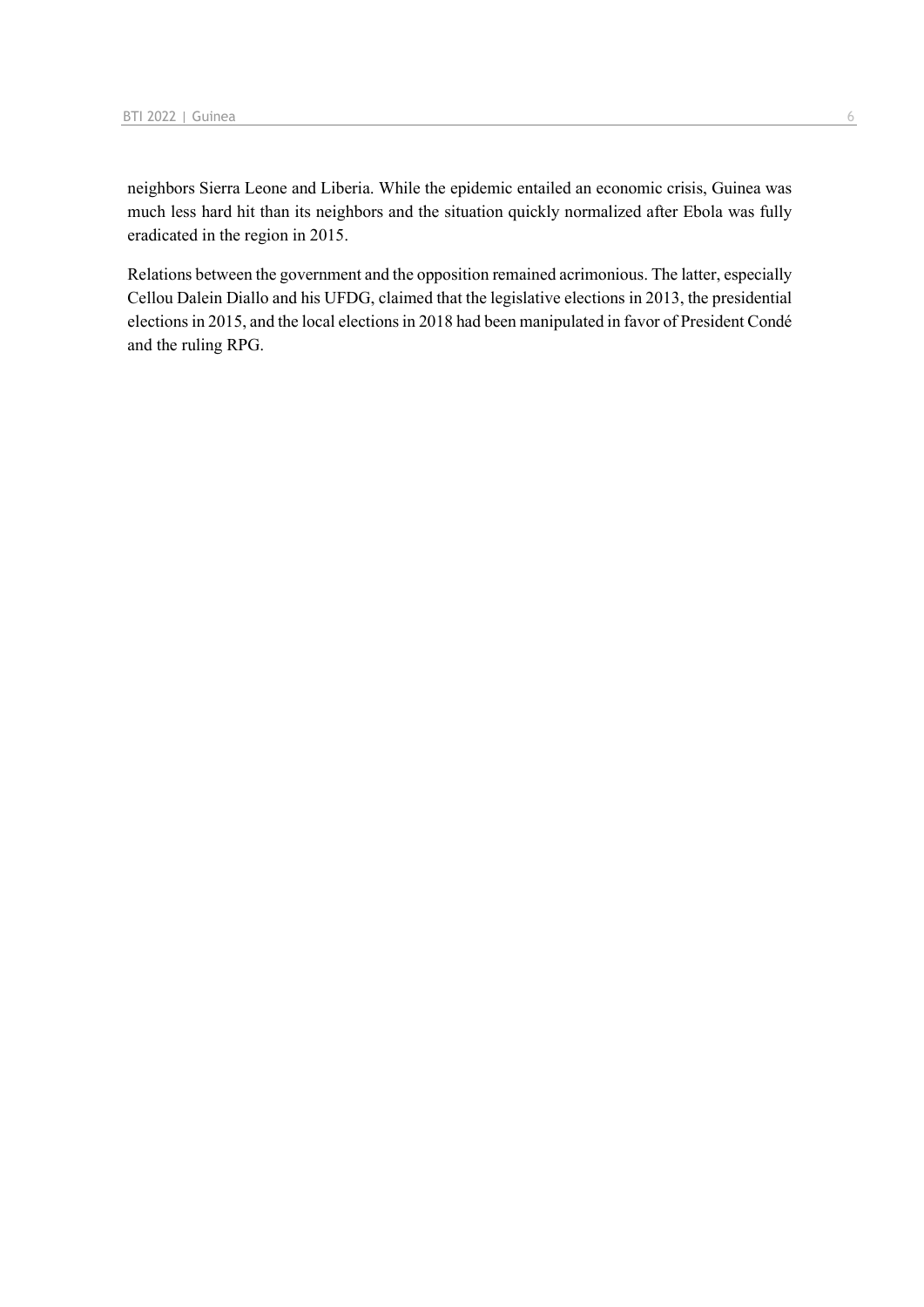neighbors Sierra Leone and Liberia. While the epidemic entailed an economic crisis, Guinea was much less hard hit than its neighbors and the situation quickly normalized after Ebola was fully eradicated in the region in 2015.

Relations between the government and the opposition remained acrimonious. The latter, especially Cellou Dalein Diallo and his UFDG, claimed that the legislative elections in 2013, the presidential elections in 2015, and the local elections in 2018 had been manipulated in favor of President Condé and the ruling RPG.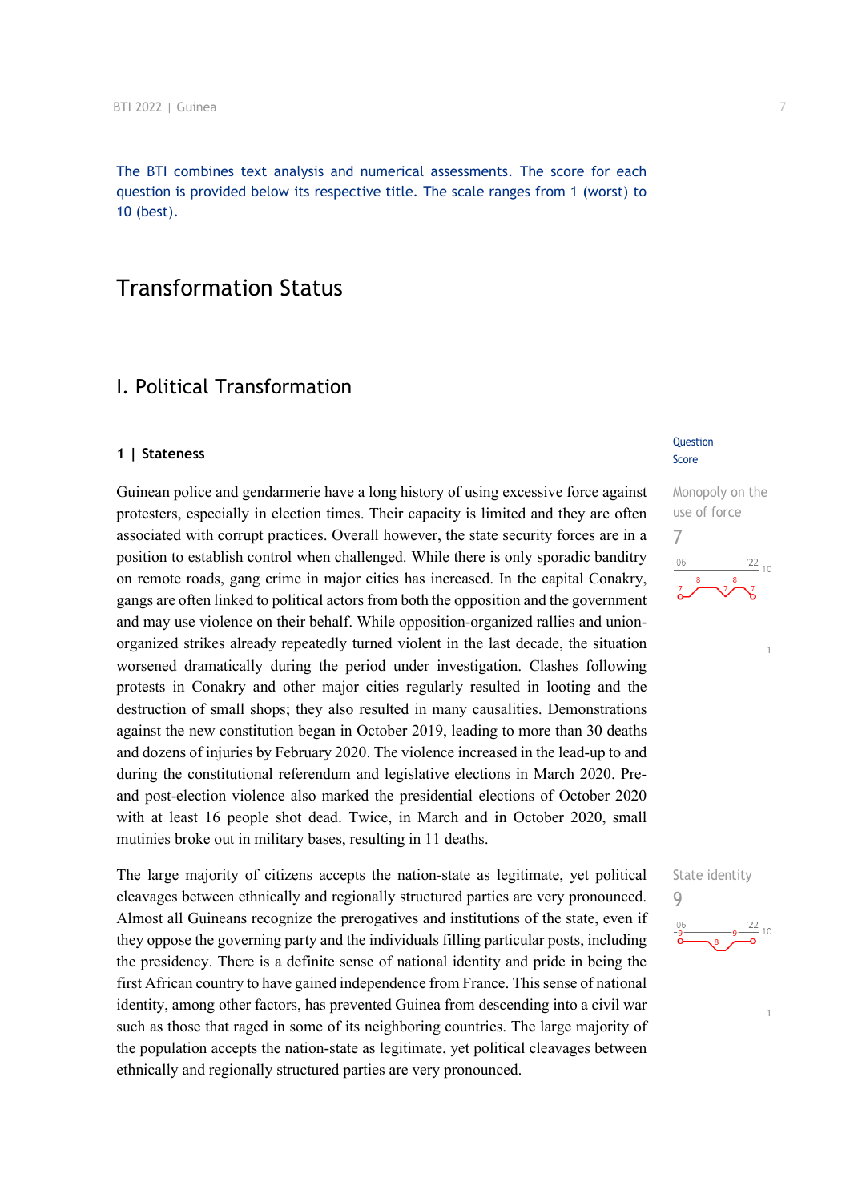The BTI combines text analysis and numerical assessments. The score for each question is provided below its respective title. The scale ranges from 1 (worst) to 10 (best).

# Transformation Status

## I. Political Transformation

### 1 | Stateness

Question Score

**Monopoly on the use of force**
7

Guinean police and gendarmerie have a long history of using excessive force against protesters, especially in election times. Their capacity is limited and they are often associated with corrupt practices. Overall however, the state security forces are in a position to establish control when challenged. While there is only sporadic banditry on remote roads, gang crime in major cities has increased. In the capital Conakry, gangs are often linked to political actors from both the opposition and the government and may use violence on their behalf. While opposition-organized rallies and union-organized strikes already repeatedly turned violent in the last decade, the situation worsened dramatically during the period under investigation. Clashes following protests in Conakry and other major cities regularly resulted in looting and the destruction of small shops; they also resulted in many causalities. Demonstrations against the new constitution began in October 2019, leading to more than 30 deaths and dozens of injuries by February 2020. The violence increased in the lead-up to and during the constitutional referendum and legislative elections in March 2020. Pre- and post-election violence also marked the presidential elections of October 2020 with at least 16 people shot dead. Twice, in March and in October 2020, small mutinies broke out in military bases, resulting in 11 deaths.

**State identity**
9

The large majority of citizens accepts the nation-state as legitimate, yet political cleavages between ethnically and regionally structured parties are very pronounced. Almost all Guineans recognize the prerogatives and institutions of the state, even if they oppose the governing party and the individuals filling particular posts, including the presidency. There is a definite sense of national identity and pride in being the first African country to have gained independence from France. This sense of national identity, among other factors, has prevented Guinea from descending into a civil war such as those that raged in some of its neighboring countries. The large majority of the population accepts the nation-state as legitimate, yet political cleavages between ethnically and regionally structured parties are very pronounced.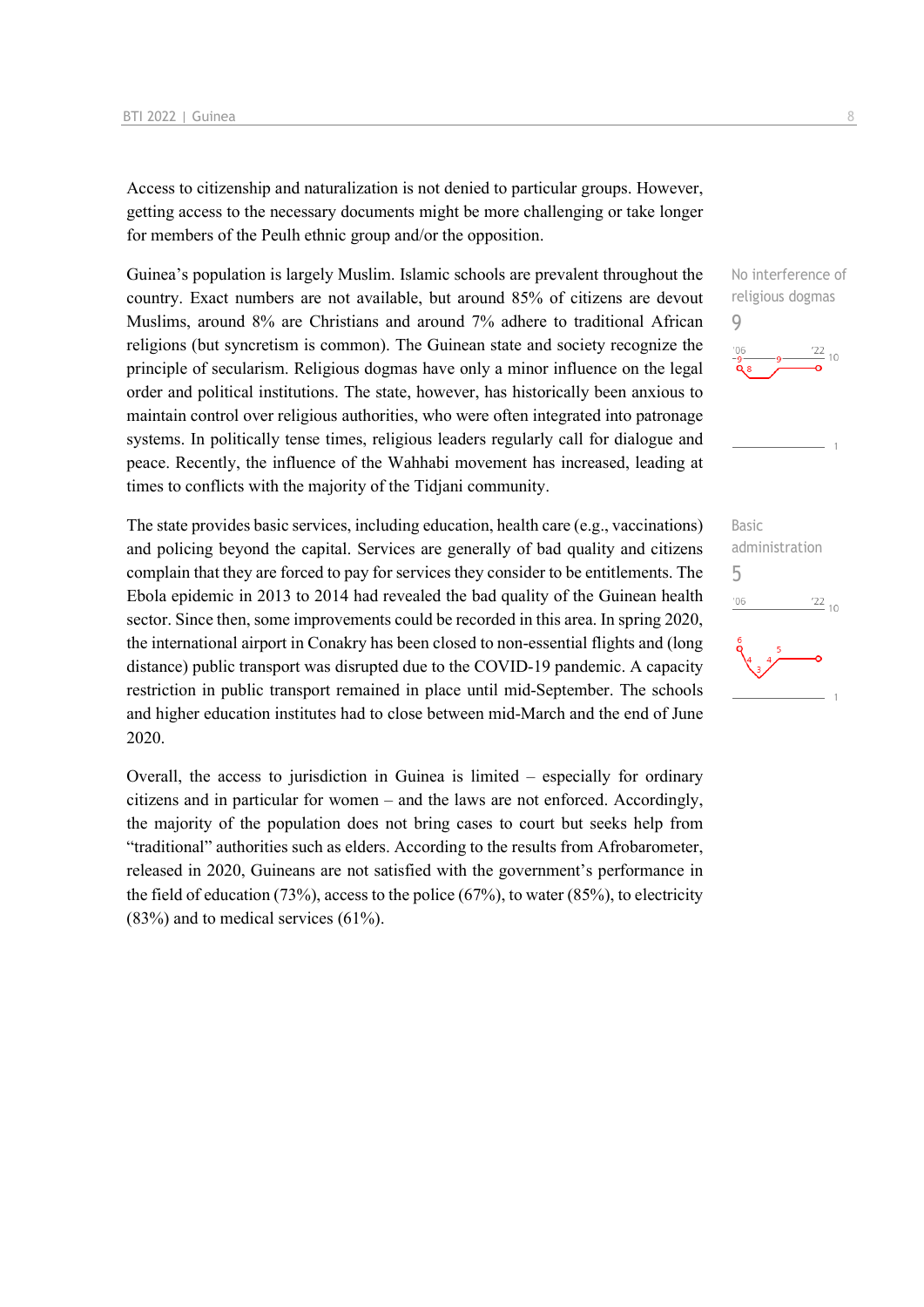Access to citizenship and naturalization is not denied to particular groups. However, getting access to the necessary documents might be more challenging or take longer for members of the Peulh ethnic group and/or the opposition.

Guinea's population is largely Muslim. Islamic schools are prevalent throughout the country. Exact numbers are not available, but around 85% of citizens are devout Muslims, around 8% are Christians and around 7% adhere to traditional African religions (but syncretism is common). The Guinean state and society recognize the principle of secularism. Religious dogmas have only a minor influence on the legal order and political institutions. The state, however, has historically been anxious to maintain control over religious authorities, who were often integrated into patronage systems. In politically tense times, religious leaders regularly call for dialogue and peace. Recently, the influence of the Wahhabi movement has increased, leading at times to conflicts with the majority of the Tidjani community.

No interference of religious dogmas
9

The state provides basic services, including education, health care (e.g., vaccinations) and policing beyond the capital. Services are generally of bad quality and citizens complain that they are forced to pay for services they consider to be entitlements. The Ebola epidemic in 2013 to 2014 had revealed the bad quality of the Guinean health sector. Since then, some improvements could be recorded in this area. In spring 2020, the international airport in Conakry has been closed to non-essential flights and (long distance) public transport was disrupted due to the COVID-19 pandemic. A capacity restriction in public transport remained in place until mid-September. The schools and higher education institutes had to close between mid-March and the end of June 2020.

Basic administration
5

Overall, the access to jurisdiction in Guinea is limited – especially for ordinary citizens and in particular for women – and the laws are not enforced. Accordingly, the majority of the population does not bring cases to court but seeks help from "traditional" authorities such as elders. According to the results from Afrobarometer, released in 2020, Guineans are not satisfied with the government's performance in the field of education (73%), access to the police (67%), to water (85%), to electricity (83%) and to medical services (61%).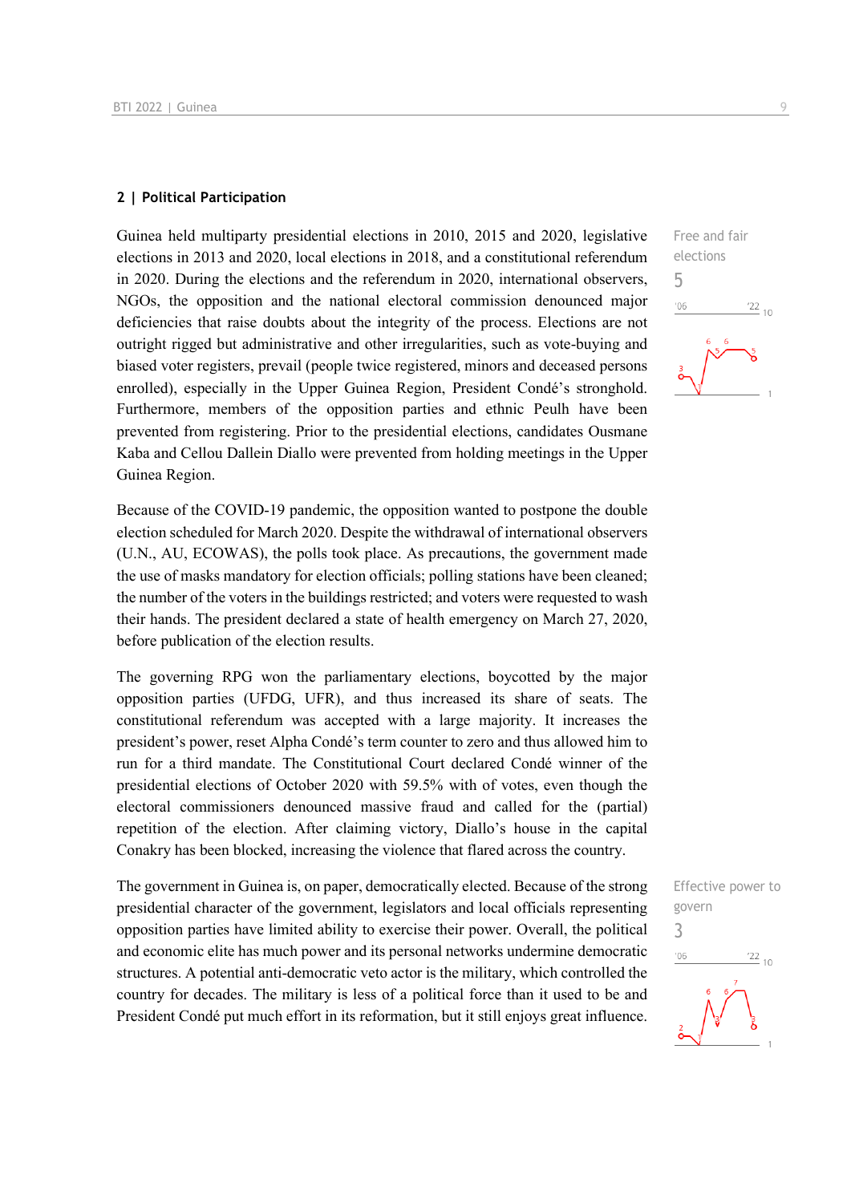## 2 | Political Participation

Guinea held multiparty presidential elections in 2010, 2015 and 2020, legislative elections in 2013 and 2020, local elections in 2018, and a constitutional referendum in 2020. During the elections and the referendum in 2020, international observers, NGOs, the opposition and the national electoral commission denounced major deficiencies that raise doubts about the integrity of the process. Elections are not outright rigged but administrative and other irregularities, such as vote-buying and biased voter registers, prevail (people twice registered, minors and deceased persons enrolled), especially in the Upper Guinea Region, President Condé's stronghold. Furthermore, members of the opposition parties and ethnic Peulh have been prevented from registering. Prior to the presidential elections, candidates Ousmane Kaba and Cellou Dallein Diallo were prevented from holding meetings in the Upper Guinea Region.

Free and fair elections
5

Because of the COVID-19 pandemic, the opposition wanted to postpone the double election scheduled for March 2020. Despite the withdrawal of international observers (U.N., AU, ECOWAS), the polls took place. As precautions, the government made the use of masks mandatory for election officials; polling stations have been cleaned; the number of the voters in the buildings restricted; and voters were requested to wash their hands. The president declared a state of health emergency on March 27, 2020, before publication of the election results.

The governing RPG won the parliamentary elections, boycotted by the major opposition parties (UFDG, UFR), and thus increased its share of seats. The constitutional referendum was accepted with a large majority. It increases the president's power, reset Alpha Condé's term counter to zero and thus allowed him to run for a third mandate. The Constitutional Court declared Condé winner of the presidential elections of October 2020 with 59.5% with of votes, even though the electoral commissioners denounced massive fraud and called for the (partial) repetition of the election. After claiming victory, Diallo's house in the capital Conakry has been blocked, increasing the violence that flared across the country.

The government in Guinea is, on paper, democratically elected. Because of the strong presidential character of the government, legislators and local officials representing opposition parties have limited ability to exercise their power. Overall, the political and economic elite has much power and its personal networks undermine democratic structures. A potential anti-democratic veto actor is the military, which controlled the country for decades. The military is less of a political force than it used to be and President Condé put much effort in its reformation, but it still enjoys great influence.

Effective power to govern
3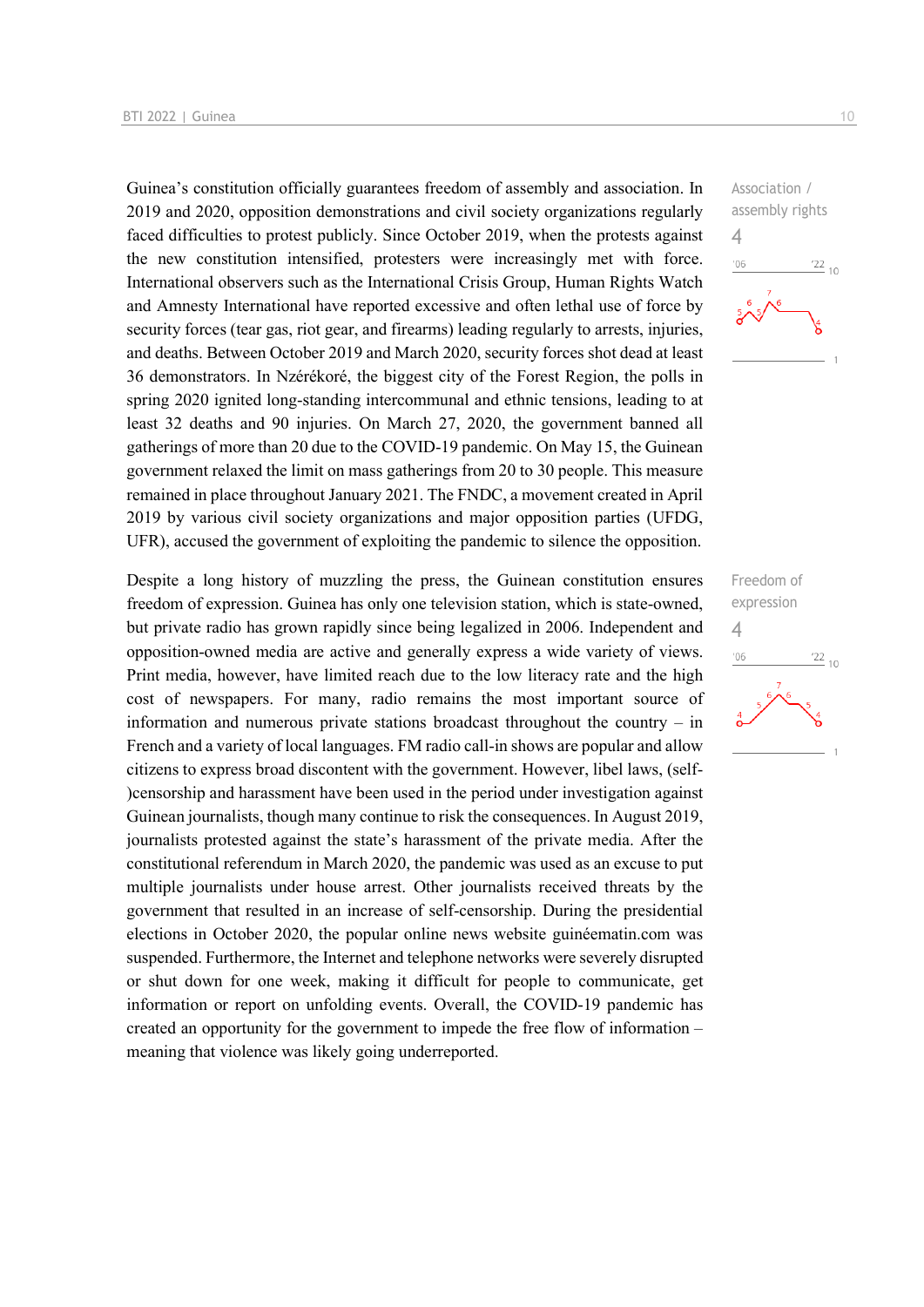Association / assembly rights
4

Guinea's constitution officially guarantees freedom of assembly and association. In 2019 and 2020, opposition demonstrations and civil society organizations regularly faced difficulties to protest publicly. Since October 2019, when the protests against the new constitution intensified, protesters were increasingly met with force. International observers such as the International Crisis Group, Human Rights Watch and Amnesty International have reported excessive and often lethal use of force by security forces (tear gas, riot gear, and firearms) leading regularly to arrests, injuries, and deaths. Between October 2019 and March 2020, security forces shot dead at least 36 demonstrators. In Nzérékoré, the biggest city of the Forest Region, the polls in spring 2020 ignited long-standing intercommunal and ethnic tensions, leading to at least 32 deaths and 90 injuries. On March 27, 2020, the government banned all gatherings of more than 20 due to the COVID-19 pandemic. On May 15, the Guinean government relaxed the limit on mass gatherings from 20 to 30 people. This measure remained in place throughout January 2021. The FNDC, a movement created in April 2019 by various civil society organizations and major opposition parties (UFDG, UFR), accused the government of exploiting the pandemic to silence the opposition.

Freedom of expression
4

Despite a long history of muzzling the press, the Guinean constitution ensures freedom of expression. Guinea has only one television station, which is state-owned, but private radio has grown rapidly since being legalized in 2006. Independent and opposition-owned media are active and generally express a wide variety of views. Print media, however, have limited reach due to the low literacy rate and the high cost of newspapers. For many, radio remains the most important source of information and numerous private stations broadcast throughout the country – in French and a variety of local languages. FM radio call-in shows are popular and allow citizens to express broad discontent with the government. However, libel laws, (self-)censorship and harassment have been used in the period under investigation against Guinean journalists, though many continue to risk the consequences. In August 2019, journalists protested against the state's harassment of the private media. After the constitutional referendum in March 2020, the pandemic was used as an excuse to put multiple journalists under house arrest. Other journalists received threats by the government that resulted in an increase of self-censorship. During the presidential elections in October 2020, the popular online news website guinéematin.com was suspended. Furthermore, the Internet and telephone networks were severely disrupted or shut down for one week, making it difficult for people to communicate, get information or report on unfolding events. Overall, the COVID-19 pandemic has created an opportunity for the government to impede the free flow of information – meaning that violence was likely going underreported.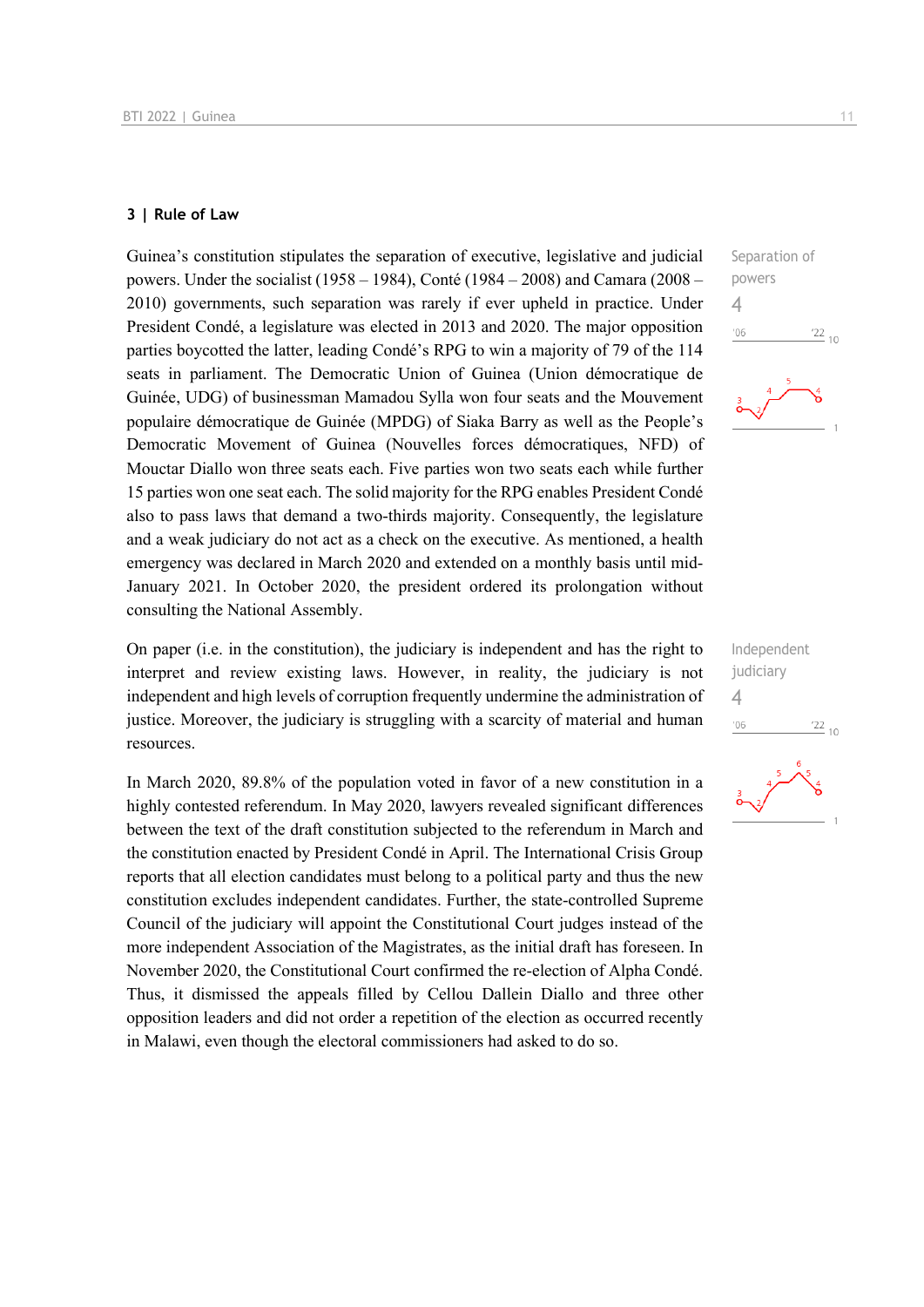## 3 | Rule of Law

Separation of powers

4

Guinea's constitution stipulates the separation of executive, legislative and judicial powers. Under the socialist (1958 – 1984), Conté (1984 – 2008) and Camara (2008 – 2010) governments, such separation was rarely if ever upheld in practice. Under President Condé, a legislature was elected in 2013 and 2020. The major opposition parties boycotted the latter, leading Condé's RPG to win a majority of 79 of the 114 seats in parliament. The Democratic Union of Guinea (Union démocratique de Guinée, UDG) of businessman Mamadou Sylla won four seats and the Mouvement populaire démocratique de Guinée (MPDG) of Siaka Barry as well as the People's Democratic Movement of Guinea (Nouvelles forces démocratiques, NFD) of Mouctar Diallo won three seats each. Five parties won two seats each while further 15 parties won one seat each. The solid majority for the RPG enables President Condé also to pass laws that demand a two-thirds majority. Consequently, the legislature and a weak judiciary do not act as a check on the executive. As mentioned, a health emergency was declared in March 2020 and extended on a monthly basis until mid-January 2021. In October 2020, the president ordered its prolongation without consulting the National Assembly.

Independent judiciary

4

On paper (i.e. in the constitution), the judiciary is independent and has the right to interpret and review existing laws. However, in reality, the judiciary is not independent and high levels of corruption frequently undermine the administration of justice. Moreover, the judiciary is struggling with a scarcity of material and human resources.

In March 2020, 89.8% of the population voted in favor of a new constitution in a highly contested referendum. In May 2020, lawyers revealed significant differences between the text of the draft constitution subjected to the referendum in March and the constitution enacted by President Condé in April. The International Crisis Group reports that all election candidates must belong to a political party and thus the new constitution excludes independent candidates. Further, the state-controlled Supreme Council of the judiciary will appoint the Constitutional Court judges instead of the more independent Association of the Magistrates, as the initial draft has foreseen. In November 2020, the Constitutional Court confirmed the re-election of Alpha Condé. Thus, it dismissed the appeals filled by Cellou Dallein Diallo and three other opposition leaders and did not order a repetition of the election as occurred recently in Malawi, even though the electoral commissioners had asked to do so.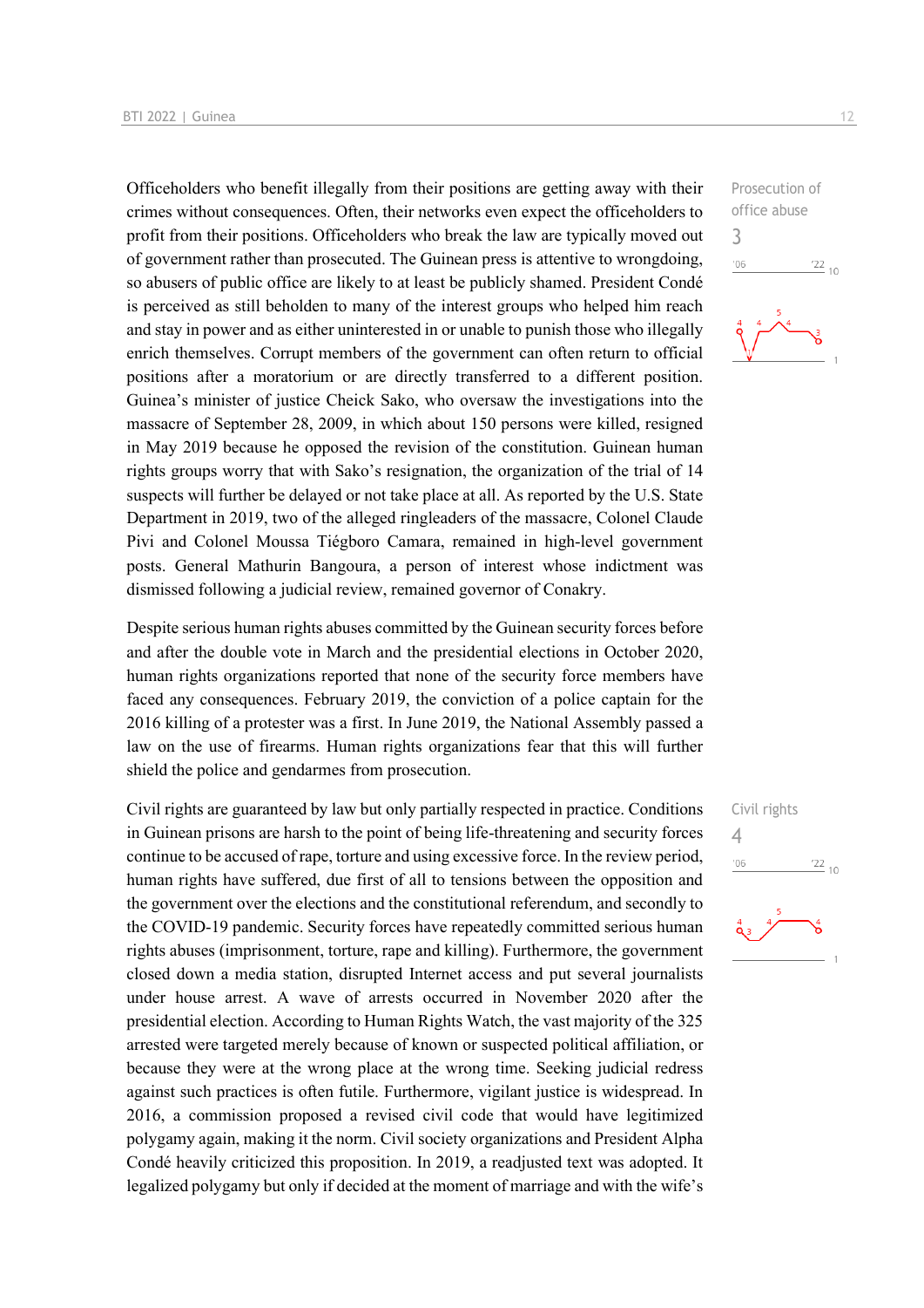Officeholders who benefit illegally from their positions are getting away with their crimes without consequences. Often, their networks even expect the officeholders to profit from their positions. Officeholders who break the law are typically moved out of government rather than prosecuted. The Guinean press is attentive to wrongdoing, so abusers of public office are likely to at least be publicly shamed. President Condé is perceived as still beholden to many of the interest groups who helped him reach and stay in power and as either uninterested in or unable to punish those who illegally enrich themselves. Corrupt members of the government can often return to official positions after a moratorium or are directly transferred to a different position. Guinea's minister of justice Cheick Sako, who oversaw the investigations into the massacre of September 28, 2009, in which about 150 persons were killed, resigned in May 2019 because he opposed the revision of the constitution. Guinean human rights groups worry that with Sako's resignation, the organization of the trial of 14 suspects will further be delayed or not take place at all. As reported by the U.S. State Department in 2019, two of the alleged ringleaders of the massacre, Colonel Claude Pivi and Colonel Moussa Tiégboro Camara, remained in high-level government posts. General Mathurin Bangoura, a person of interest whose indictment was dismissed following a judicial review, remained governor of Conakry.

Prosecution of office abuse
3

Despite serious human rights abuses committed by the Guinean security forces before and after the double vote in March and the presidential elections in October 2020, human rights organizations reported that none of the security force members have faced any consequences. February 2019, the conviction of a police captain for the 2016 killing of a protester was a first. In June 2019, the National Assembly passed a law on the use of firearms. Human rights organizations fear that this will further shield the police and gendarmes from prosecution.

Civil rights are guaranteed by law but only partially respected in practice. Conditions in Guinean prisons are harsh to the point of being life-threatening and security forces continue to be accused of rape, torture and using excessive force. In the review period, human rights have suffered, due first of all to tensions between the opposition and the government over the elections and the constitutional referendum, and secondly to the COVID-19 pandemic. Security forces have repeatedly committed serious human rights abuses (imprisonment, torture, rape and killing). Furthermore, the government closed down a media station, disrupted Internet access and put several journalists under house arrest. A wave of arrests occurred in November 2020 after the presidential election. According to Human Rights Watch, the vast majority of the 325 arrested were targeted merely because of known or suspected political affiliation, or because they were at the wrong place at the wrong time. Seeking judicial redress against such practices is often futile. Furthermore, vigilant justice is widespread. In 2016, a commission proposed a revised civil code that would have legitimized polygamy again, making it the norm. Civil society organizations and President Alpha Condé heavily criticized this proposition. In 2019, a readjusted text was adopted. It legalized polygamy but only if decided at the moment of marriage and with the wife's

Civil rights
4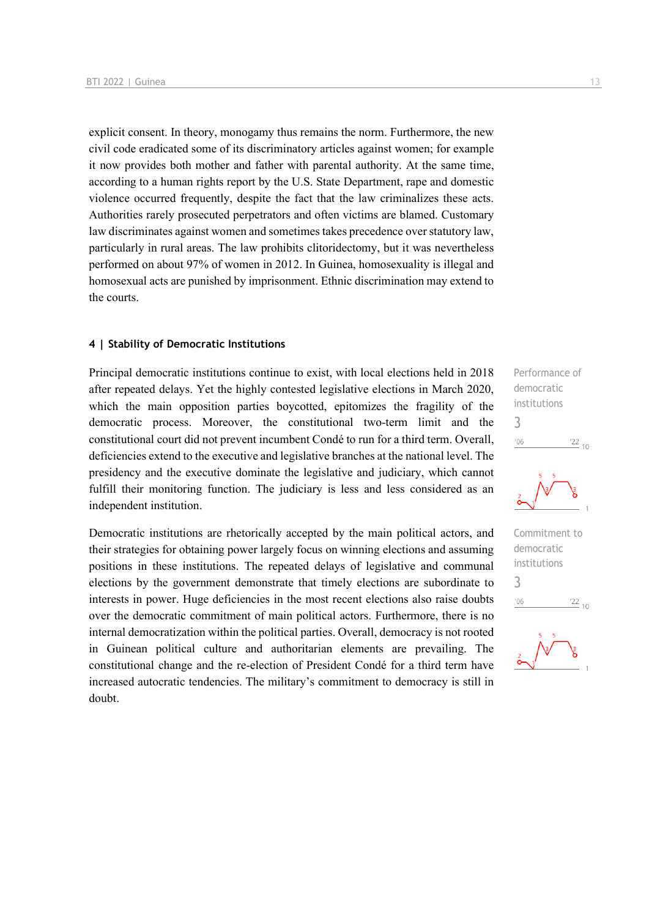explicit consent. In theory, monogamy thus remains the norm. Furthermore, the new civil code eradicated some of its discriminatory articles against women; for example it now provides both mother and father with parental authority. At the same time, according to a human rights report by the U.S. State Department, rape and domestic violence occurred frequently, despite the fact that the law criminalizes these acts. Authorities rarely prosecuted perpetrators and often victims are blamed. Customary law discriminates against women and sometimes takes precedence over statutory law, particularly in rural areas. The law prohibits clitoridectomy, but it was nevertheless performed on about 97% of women in 2012. In Guinea, homosexuality is illegal and homosexual acts are punished by imprisonment. Ethnic discrimination may extend to the courts.

### 4 | Stability of Democratic Institutions

Performance of democratic institutions
3

Principal democratic institutions continue to exist, with local elections held in 2018 after repeated delays. Yet the highly contested legislative elections in March 2020, which the main opposition parties boycotted, epitomizes the fragility of the democratic process. Moreover, the constitutional two-term limit and the constitutional court did not prevent incumbent Condé to run for a third term. Overall, deficiencies extend to the executive and legislative branches at the national level. The presidency and the executive dominate the legislative and judiciary, which cannot fulfill their monitoring function. The judiciary is less and less considered as an independent institution.

Commitment to democratic institutions
3

Democratic institutions are rhetorically accepted by the main political actors, and their strategies for obtaining power largely focus on winning elections and assuming positions in these institutions. The repeated delays of legislative and communal elections by the government demonstrate that timely elections are subordinate to interests in power. Huge deficiencies in the most recent elections also raise doubts over the democratic commitment of main political actors. Furthermore, there is no internal democratization within the political parties. Overall, democracy is not rooted in Guinean political culture and authoritarian elements are prevailing. The constitutional change and the re-election of President Condé for a third term have increased autocratic tendencies. The military's commitment to democracy is still in doubt.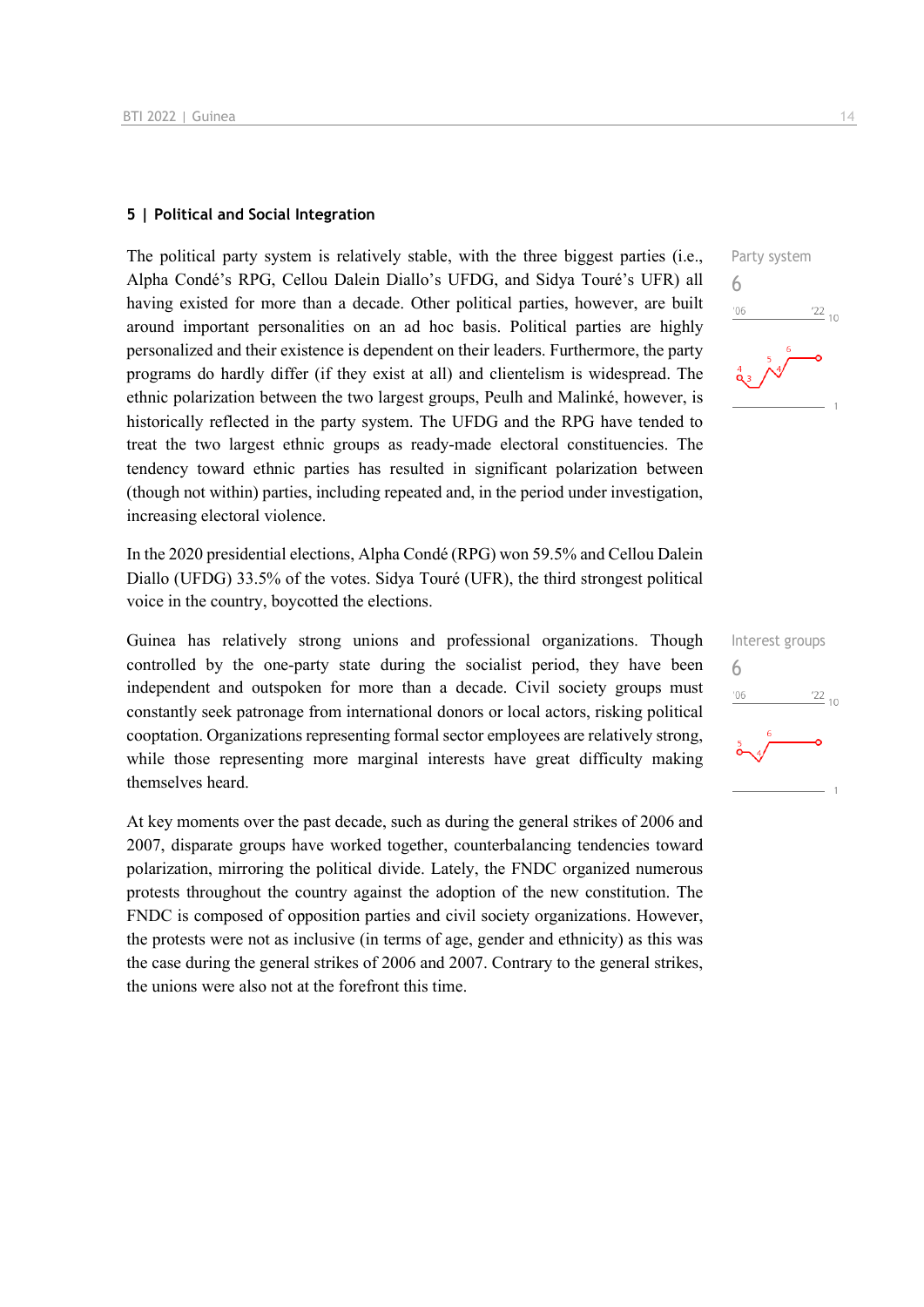## 5 | Political and Social Integration

Party system
6

The political party system is relatively stable, with the three biggest parties (i.e., Alpha Condé's RPG, Cellou Dalein Diallo's UFDG, and Sidya Touré's UFR) all having existed for more than a decade. Other political parties, however, are built around important personalities on an ad hoc basis. Political parties are highly personalized and their existence is dependent on their leaders. Furthermore, the party programs do hardly differ (if they exist at all) and clientelism is widespread. The ethnic polarization between the two largest groups, Peulh and Malinké, however, is historically reflected in the party system. The UFDG and the RPG have tended to treat the two largest ethnic groups as ready-made electoral constituencies. The tendency toward ethnic parties has resulted in significant polarization between (though not within) parties, including repeated and, in the period under investigation, increasing electoral violence.

In the 2020 presidential elections, Alpha Condé (RPG) won 59.5% and Cellou Dalein Diallo (UFDG) 33.5% of the votes. Sidya Touré (UFR), the third strongest political voice in the country, boycotted the elections.

Interest groups
6

Guinea has relatively strong unions and professional organizations. Though controlled by the one-party state during the socialist period, they have been independent and outspoken for more than a decade. Civil society groups must constantly seek patronage from international donors or local actors, risking political cooptation. Organizations representing formal sector employees are relatively strong, while those representing more marginal interests have great difficulty making themselves heard.

At key moments over the past decade, such as during the general strikes of 2006 and 2007, disparate groups have worked together, counterbalancing tendencies toward polarization, mirroring the political divide. Lately, the FNDC organized numerous protests throughout the country against the adoption of the new constitution. The FNDC is composed of opposition parties and civil society organizations. However, the protests were not as inclusive (in terms of age, gender and ethnicity) as this was the case during the general strikes of 2006 and 2007. Contrary to the general strikes, the unions were also not at the forefront this time.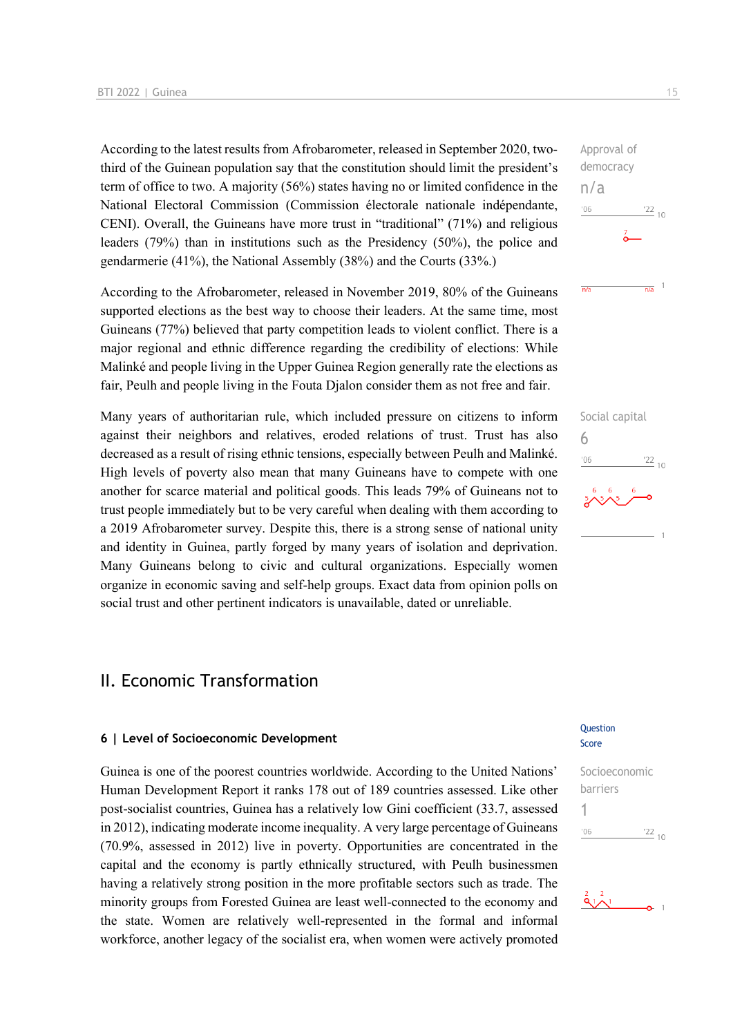According to the latest results from Afrobarometer, released in September 2020, two-third of the Guinean population say that the constitution should limit the president's term of office to two. A majority (56%) states having no or limited confidence in the National Electoral Commission (Commission électorale nationale indépendante, CENI). Overall, the Guineans have more trust in "traditional" (71%) and religious leaders (79%) than in institutions such as the Presidency (50%), the police and gendarmerie (41%), the National Assembly (38%) and the Courts (33%.)

Approval of democracy
n/a

According to the Afrobarometer, released in November 2019, 80% of the Guineans supported elections as the best way to choose their leaders. At the same time, most Guineans (77%) believed that party competition leads to violent conflict. There is a major regional and ethnic difference regarding the credibility of elections: While Malinké and people living in the Upper Guinea Region generally rate the elections as fair, Peulh and people living in the Fouta Djalon consider them as not free and fair.

Many years of authoritarian rule, which included pressure on citizens to inform against their neighbors and relatives, eroded relations of trust. Trust has also decreased as a result of rising ethnic tensions, especially between Peulh and Malinké. High levels of poverty also mean that many Guineans have to compete with one another for scarce material and political goods. This leads 79% of Guineans not to trust people immediately but to be very careful when dealing with them according to a 2019 Afrobarometer survey. Despite this, there is a strong sense of national unity and identity in Guinea, partly forged by many years of isolation and deprivation. Many Guineans belong to civic and cultural organizations. Especially women organize in economic saving and self-help groups. Exact data from opinion polls on social trust and other pertinent indicators is unavailable, dated or unreliable.

Social capital
6

## II. Economic Transformation

### 6 | Level of Socioeconomic Development

Question Score

Guinea is one of the poorest countries worldwide. According to the United Nations' Human Development Report it ranks 178 out of 189 countries assessed. Like other post-socialist countries, Guinea has a relatively low Gini coefficient (33.7, assessed in 2012), indicating moderate income inequality. A very large percentage of Guineans (70.9%, assessed in 2012) live in poverty. Opportunities are concentrated in the capital and the economy is partly ethnically structured, with Peulh businessmen having a relatively strong position in the more profitable sectors such as trade. The minority groups from Forested Guinea are least well-connected to the economy and the state. Women are relatively well-represented in the formal and informal workforce, another legacy of the socialist era, when women were actively promoted

Socioeconomic barriers
1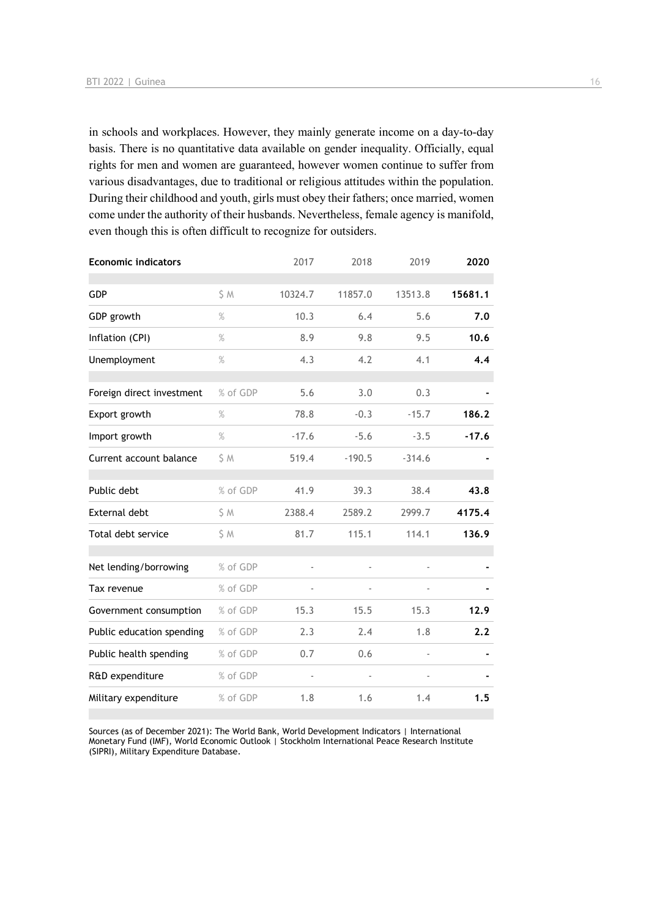in schools and workplaces. However, they mainly generate income on a day-to-day basis. There is no quantitative data available on gender inequality. Officially, equal rights for men and women are guaranteed, however women continue to suffer from various disadvantages, due to traditional or religious attitudes within the population. During their childhood and youth, girls must obey their fathers; once married, women come under the authority of their husbands. Nevertheless, female agency is manifold, even though this is often difficult to recognize for outsiders.

| Economic indicators | | 2017 | 2018 | 2019 | 2020 |
|---|---|---|---|---|---|
| GDP | $ M | 10324.7 | 11857.0 | 13513.8 | **15681.1** |
| GDP growth | % | 10.3 | 6.4 | 5.6 | **7.0** |
| Inflation (CPI) | % | 8.9 | 9.8 | 9.5 | **10.6** |
| Unemployment | % | 4.3 | 4.2 | 4.1 | **4.4** |
| Foreign direct investment | % of GDP | 5.6 | 3.0 | 0.3 | **-** |
| Export growth | % | 78.8 | -0.3 | -15.7 | **186.2** |
| Import growth | % | -17.6 | -5.6 | -3.5 | **-17.6** |
| Current account balance | $ M | 519.4 | -190.5 | -314.6 | **-** |
| Public debt | % of GDP | 41.9 | 39.3 | 38.4 | **43.8** |
| External debt | $ M | 2388.4 | 2589.2 | 2999.7 | **4175.4** |
| Total debt service | $ M | 81.7 | 115.1 | 114.1 | **136.9** |
| Net lending/borrowing | % of GDP | - | - | - | **-** |
| Tax revenue | % of GDP | - | - | - | **-** |
| Government consumption | % of GDP | 15.3 | 15.5 | 15.3 | **12.9** |
| Public education spending | % of GDP | 2.3 | 2.4 | 1.8 | **2.2** |
| Public health spending | % of GDP | 0.7 | 0.6 | - | **-** |
| R&D expenditure | % of GDP | - | - | - | **-** |
| Military expenditure | % of GDP | 1.8 | 1.6 | 1.4 | **1.5** |

Sources (as of December 2021): The World Bank, World Development Indicators | International Monetary Fund (IMF), World Economic Outlook | Stockholm International Peace Research Institute (SIPRI), Military Expenditure Database.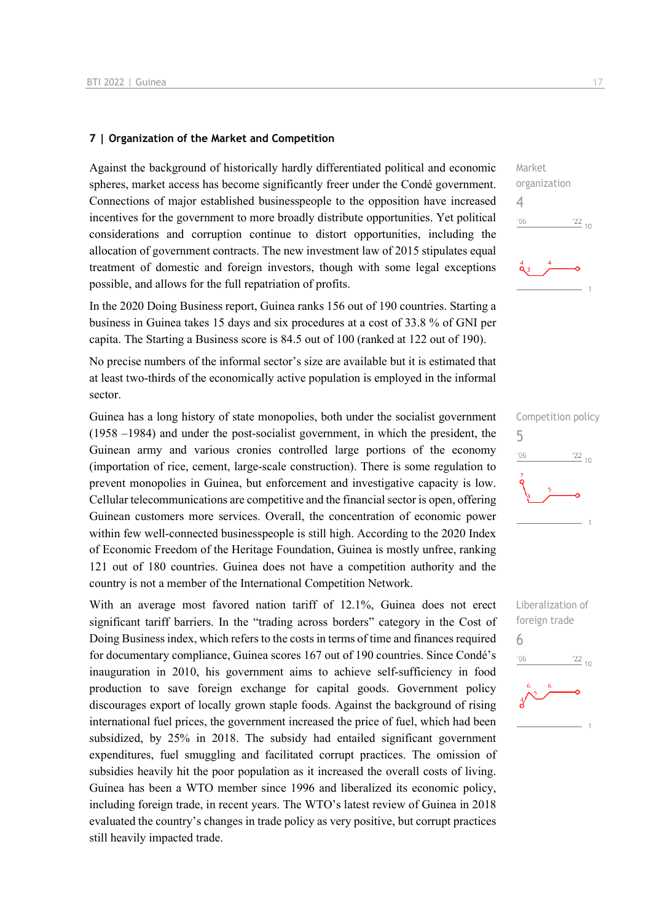## 7 | Organization of the Market and Competition

Market organization
4

Against the background of historically hardly differentiated political and economic spheres, market access has become significantly freer under the Condé government. Connections of major established businesspeople to the opposition have increased incentives for the government to more broadly distribute opportunities. Yet political considerations and corruption continue to distort opportunities, including the allocation of government contracts. The new investment law of 2015 stipulates equal treatment of domestic and foreign investors, though with some legal exceptions possible, and allows for the full repatriation of profits.

In the 2020 Doing Business report, Guinea ranks 156 out of 190 countries. Starting a business in Guinea takes 15 days and six procedures at a cost of 33.8 % of GNI per capita. The Starting a Business score is 84.5 out of 100 (ranked at 122 out of 190).

No precise numbers of the informal sector's size are available but it is estimated that at least two-thirds of the economically active population is employed in the informal sector.

Competition policy
5

Guinea has a long history of state monopolies, both under the socialist government (1958 –1984) and under the post-socialist government, in which the president, the Guinean army and various cronies controlled large portions of the economy (importation of rice, cement, large-scale construction). There is some regulation to prevent monopolies in Guinea, but enforcement and investigative capacity is low. Cellular telecommunications are competitive and the financial sector is open, offering Guinean customers more services. Overall, the concentration of economic power within few well-connected businesspeople is still high. According to the 2020 Index of Economic Freedom of the Heritage Foundation, Guinea is mostly unfree, ranking 121 out of 180 countries. Guinea does not have a competition authority and the country is not a member of the International Competition Network.

Liberalization of foreign trade
6

With an average most favored nation tariff of 12.1%, Guinea does not erect significant tariff barriers. In the "trading across borders" category in the Cost of Doing Business index, which refers to the costs in terms of time and finances required for documentary compliance, Guinea scores 167 out of 190 countries. Since Condé's inauguration in 2010, his government aims to achieve self-sufficiency in food production to save foreign exchange for capital goods. Government policy discourages export of locally grown staple foods. Against the background of rising international fuel prices, the government increased the price of fuel, which had been subsidized, by 25% in 2018. The subsidy had entailed significant government expenditures, fuel smuggling and facilitated corrupt practices. The omission of subsidies heavily hit the poor population as it increased the overall costs of living. Guinea has been a WTO member since 1996 and liberalized its economic policy, including foreign trade, in recent years. The WTO's latest review of Guinea in 2018 evaluated the country's changes in trade policy as very positive, but corrupt practices still heavily impacted trade.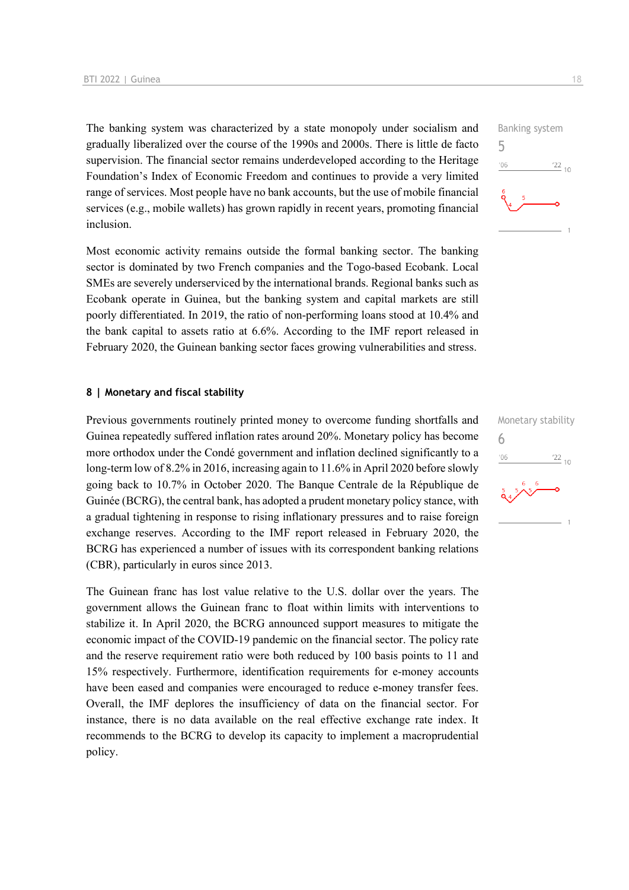The banking system was characterized by a state monopoly under socialism and gradually liberalized over the course of the 1990s and 2000s. There is little de facto supervision. The financial sector remains underdeveloped according to the Heritage Foundation's Index of Economic Freedom and continues to provide a very limited range of services. Most people have no bank accounts, but the use of mobile financial services (e.g., mobile wallets) has grown rapidly in recent years, promoting financial inclusion.

Banking system
5

Most economic activity remains outside the formal banking sector. The banking sector is dominated by two French companies and the Togo-based Ecobank. Local SMEs are severely underserviced by the international brands. Regional banks such as Ecobank operate in Guinea, but the banking system and capital markets are still poorly differentiated. In 2019, the ratio of non-performing loans stood at 10.4% and the bank capital to assets ratio at 6.6%. According to the IMF report released in February 2020, the Guinean banking sector faces growing vulnerabilities and stress.

## 8 | Monetary and fiscal stability

Previous governments routinely printed money to overcome funding shortfalls and Guinea repeatedly suffered inflation rates around 20%. Monetary policy has become more orthodox under the Condé government and inflation declined significantly to a long-term low of 8.2% in 2016, increasing again to 11.6% in April 2020 before slowly going back to 10.7% in October 2020. The Banque Centrale de la République de Guinée (BCRG), the central bank, has adopted a prudent monetary policy stance, with a gradual tightening in response to rising inflationary pressures and to raise foreign exchange reserves. According to the IMF report released in February 2020, the BCRG has experienced a number of issues with its correspondent banking relations (CBR), particularly in euros since 2013.

Monetary stability
6

The Guinean franc has lost value relative to the U.S. dollar over the years. The government allows the Guinean franc to float within limits with interventions to stabilize it. In April 2020, the BCRG announced support measures to mitigate the economic impact of the COVID-19 pandemic on the financial sector. The policy rate and the reserve requirement ratio were both reduced by 100 basis points to 11 and 15% respectively. Furthermore, identification requirements for e-money accounts have been eased and companies were encouraged to reduce e-money transfer fees. Overall, the IMF deplores the insufficiency of data on the financial sector. For instance, there is no data available on the real effective exchange rate index. It recommends to the BCRG to develop its capacity to implement a macroprudential policy.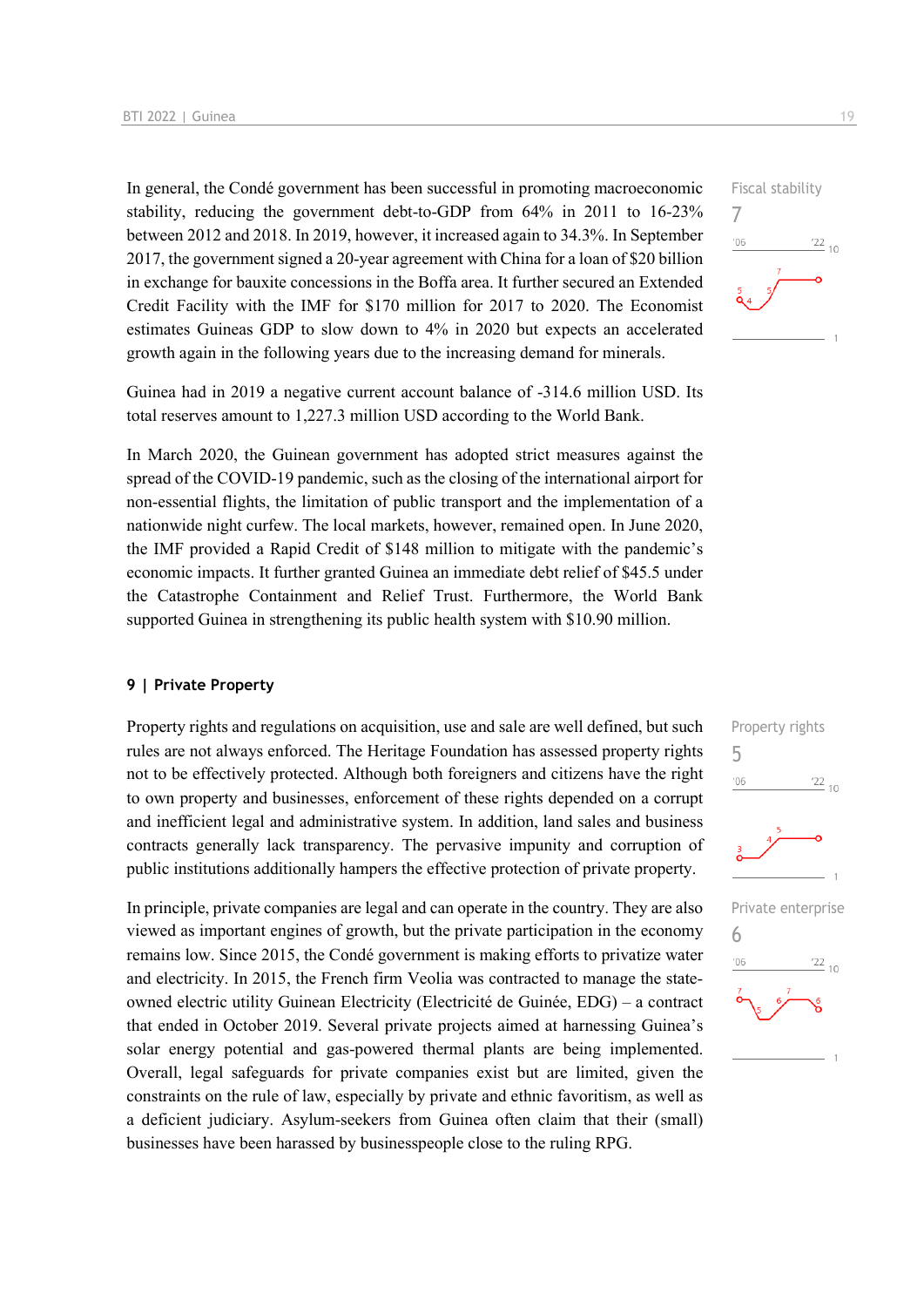In general, the Condé government has been successful in promoting macroeconomic stability, reducing the government debt-to-GDP from 64% in 2011 to 16-23% between 2012 and 2018. In 2019, however, it increased again to 34.3%. In September 2017, the government signed a 20-year agreement with China for a loan of $20 billion in exchange for bauxite concessions in the Boffa area. It further secured an Extended Credit Facility with the IMF for $170 million for 2017 to 2020. The Economist estimates Guineas GDP to slow down to 4% in 2020 but expects an accelerated growth again in the following years due to the increasing demand for minerals.

Fiscal stability
7

Guinea had in 2019 a negative current account balance of -314.6 million USD. Its total reserves amount to 1,227.3 million USD according to the World Bank.

In March 2020, the Guinean government has adopted strict measures against the spread of the COVID-19 pandemic, such as the closing of the international airport for non-essential flights, the limitation of public transport and the implementation of a nationwide night curfew. The local markets, however, remained open. In June 2020, the IMF provided a Rapid Credit of $148 million to mitigate with the pandemic's economic impacts. It further granted Guinea an immediate debt relief of $45.5 under the Catastrophe Containment and Relief Trust. Furthermore, the World Bank supported Guinea in strengthening its public health system with $10.90 million.

## 9 | Private Property

Property rights and regulations on acquisition, use and sale are well defined, but such rules are not always enforced. The Heritage Foundation has assessed property rights not to be effectively protected. Although both foreigners and citizens have the right to own property and businesses, enforcement of these rights depended on a corrupt and inefficient legal and administrative system. In addition, land sales and business contracts generally lack transparency. The pervasive impunity and corruption of public institutions additionally hampers the effective protection of private property.

Property rights
5

In principle, private companies are legal and can operate in the country. They are also viewed as important engines of growth, but the private participation in the economy remains low. Since 2015, the Condé government is making efforts to privatize water and electricity. In 2015, the French firm Veolia was contracted to manage the state-owned electric utility Guinean Electricity (Electricité de Guinée, EDG) – a contract that ended in October 2019. Several private projects aimed at harnessing Guinea's solar energy potential and gas-powered thermal plants are being implemented. Overall, legal safeguards for private companies exist but are limited, given the constraints on the rule of law, especially by private and ethnic favoritism, as well as a deficient judiciary. Asylum-seekers from Guinea often claim that their (small) businesses have been harassed by businesspeople close to the ruling RPG.

Private enterprise
6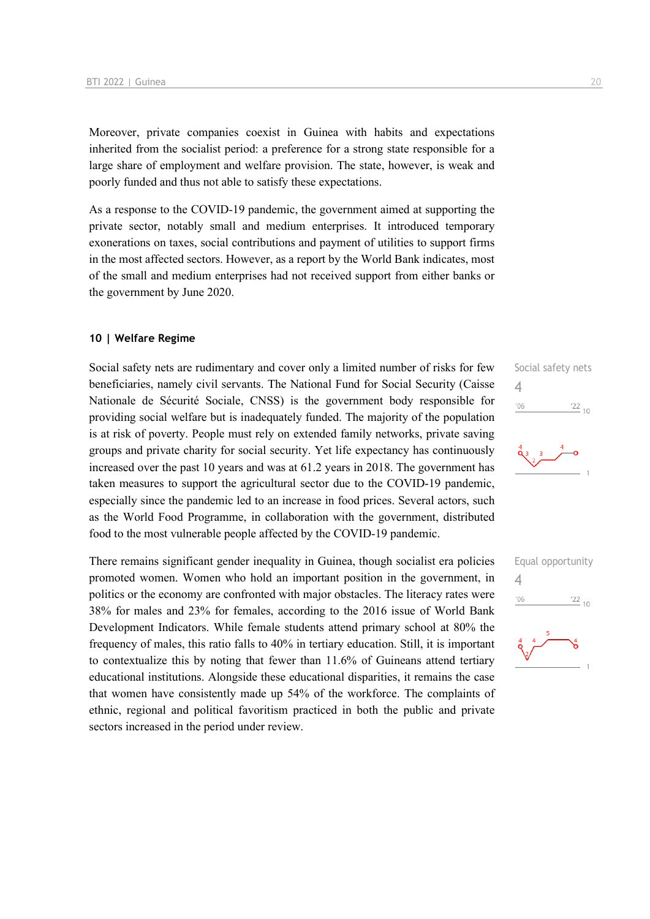Moreover, private companies coexist in Guinea with habits and expectations inherited from the socialist period: a preference for a strong state responsible for a large share of employment and welfare provision. The state, however, is weak and poorly funded and thus not able to satisfy these expectations.

As a response to the COVID-19 pandemic, the government aimed at supporting the private sector, notably small and medium enterprises. It introduced temporary exonerations on taxes, social contributions and payment of utilities to support firms in the most affected sectors. However, as a report by the World Bank indicates, most of the small and medium enterprises had not received support from either banks or the government by June 2020.

## 10 | Welfare Regime

Social safety nets
4

Social safety nets are rudimentary and cover only a limited number of risks for few beneficiaries, namely civil servants. The National Fund for Social Security (Caisse Nationale de Sécurité Sociale, CNSS) is the government body responsible for providing social welfare but is inadequately funded. The majority of the population is at risk of poverty. People must rely on extended family networks, private saving groups and private charity for social security. Yet life expectancy has continuously increased over the past 10 years and was at 61.2 years in 2018. The government has taken measures to support the agricultural sector due to the COVID-19 pandemic, especially since the pandemic led to an increase in food prices. Several actors, such as the World Food Programme, in collaboration with the government, distributed food to the most vulnerable people affected by the COVID-19 pandemic.

Equal opportunity
4

There remains significant gender inequality in Guinea, though socialist era policies promoted women. Women who hold an important position in the government, in politics or the economy are confronted with major obstacles. The literacy rates were 38% for males and 23% for females, according to the 2016 issue of World Bank Development Indicators. While female students attend primary school at 80% the frequency of males, this ratio falls to 40% in tertiary education. Still, it is important to contextualize this by noting that fewer than 11.6% of Guineans attend tertiary educational institutions. Alongside these educational disparities, it remains the case that women have consistently made up 54% of the workforce. The complaints of ethnic, regional and political favoritism practiced in both the public and private sectors increased in the period under review.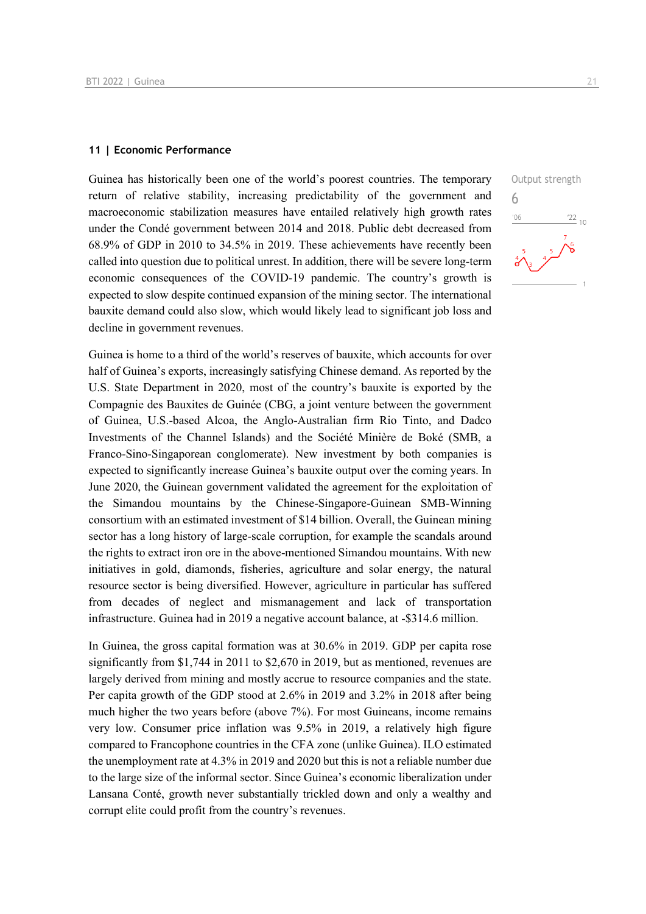## 11 | Economic Performance

Guinea has historically been one of the world's poorest countries. The temporary return of relative stability, increasing predictability of the government and macroeconomic stabilization measures have entailed relatively high growth rates under the Condé government between 2014 and 2018. Public debt decreased from 68.9% of GDP in 2010 to 34.5% in 2019. These achievements have recently been called into question due to political unrest. In addition, there will be severe long-term economic consequences of the COVID-19 pandemic. The country's growth is expected to slow despite continued expansion of the mining sector. The international bauxite demand could also slow, which would likely lead to significant job loss and decline in government revenues.

Output strength

6

Guinea is home to a third of the world's reserves of bauxite, which accounts for over half of Guinea's exports, increasingly satisfying Chinese demand. As reported by the U.S. State Department in 2020, most of the country's bauxite is exported by the Compagnie des Bauxites de Guinée (CBG, a joint venture between the government of Guinea, U.S.-based Alcoa, the Anglo-Australian firm Rio Tinto, and Dadco Investments of the Channel Islands) and the Société Minière de Boké (SMB, a Franco-Sino-Singaporean conglomerate). New investment by both companies is expected to significantly increase Guinea's bauxite output over the coming years. In June 2020, the Guinean government validated the agreement for the exploitation of the Simandou mountains by the Chinese-Singapore-Guinean SMB-Winning consortium with an estimated investment of $14 billion. Overall, the Guinean mining sector has a long history of large-scale corruption, for example the scandals around the rights to extract iron ore in the above-mentioned Simandou mountains. With new initiatives in gold, diamonds, fisheries, agriculture and solar energy, the natural resource sector is being diversified. However, agriculture in particular has suffered from decades of neglect and mismanagement and lack of transportation infrastructure. Guinea had in 2019 a negative account balance, at -$314.6 million.

In Guinea, the gross capital formation was at 30.6% in 2019. GDP per capita rose significantly from $1,744 in 2011 to $2,670 in 2019, but as mentioned, revenues are largely derived from mining and mostly accrue to resource companies and the state. Per capita growth of the GDP stood at 2.6% in 2019 and 3.2% in 2018 after being much higher the two years before (above 7%). For most Guineans, income remains very low. Consumer price inflation was 9.5% in 2019, a relatively high figure compared to Francophone countries in the CFA zone (unlike Guinea). ILO estimated the unemployment rate at 4.3% in 2019 and 2020 but this is not a reliable number due to the large size of the informal sector. Since Guinea's economic liberalization under Lansana Conté, growth never substantially trickled down and only a wealthy and corrupt elite could profit from the country's revenues.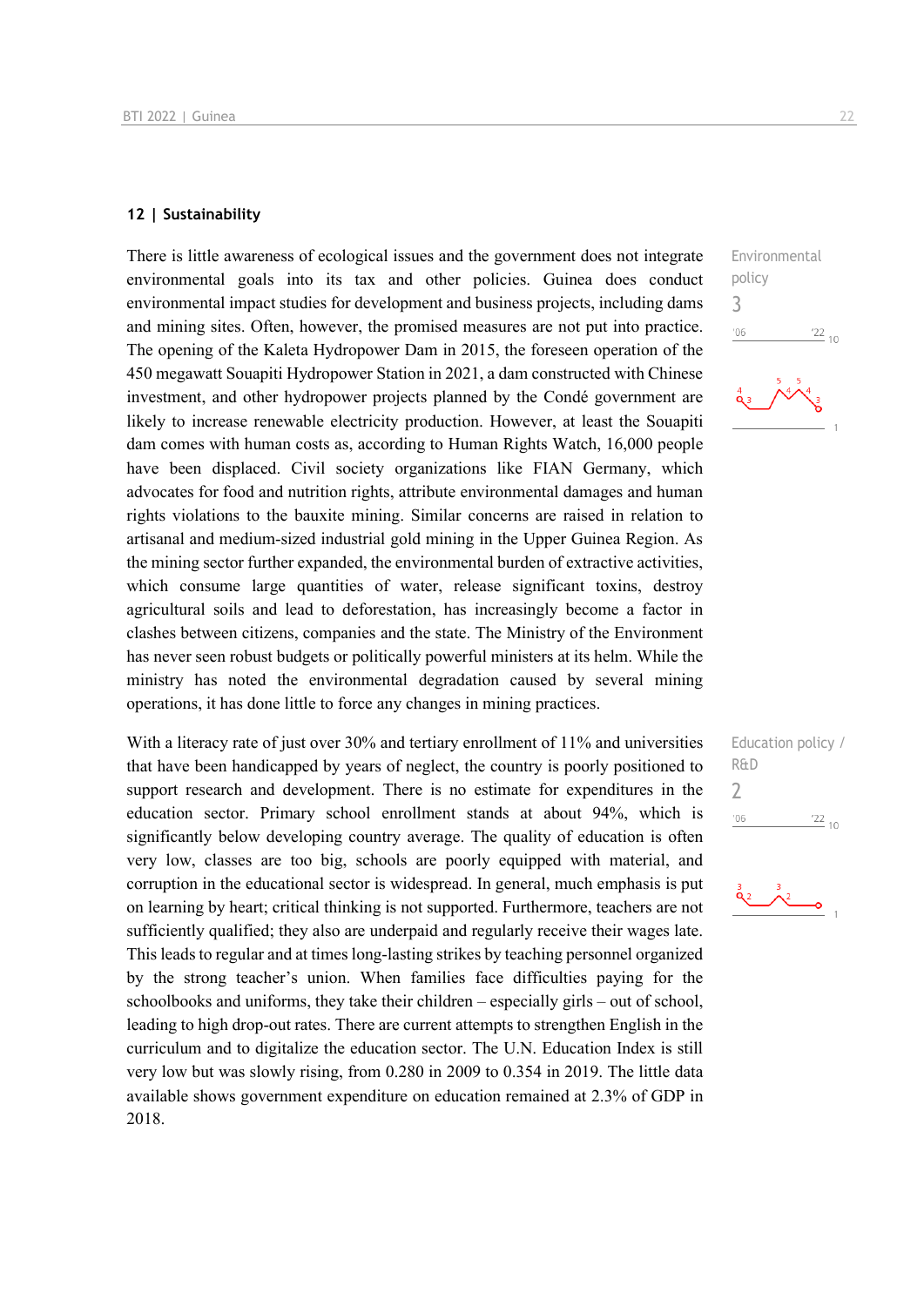## 12 | Sustainability

Environmental policy

3

There is little awareness of ecological issues and the government does not integrate environmental goals into its tax and other policies. Guinea does conduct environmental impact studies for development and business projects, including dams and mining sites. Often, however, the promised measures are not put into practice. The opening of the Kaleta Hydropower Dam in 2015, the foreseen operation of the 450 megawatt Souapiti Hydropower Station in 2021, a dam constructed with Chinese investment, and other hydropower projects planned by the Condé government are likely to increase renewable electricity production. However, at least the Souapiti dam comes with human costs as, according to Human Rights Watch, 16,000 people have been displaced. Civil society organizations like FIAN Germany, which advocates for food and nutrition rights, attribute environmental damages and human rights violations to the bauxite mining. Similar concerns are raised in relation to artisanal and medium-sized industrial gold mining in the Upper Guinea Region. As the mining sector further expanded, the environmental burden of extractive activities, which consume large quantities of water, release significant toxins, destroy agricultural soils and lead to deforestation, has increasingly become a factor in clashes between citizens, companies and the state. The Ministry of the Environment has never seen robust budgets or politically powerful ministers at its helm. While the ministry has noted the environmental degradation caused by several mining operations, it has done little to force any changes in mining practices.

Education policy / R&D

2

With a literacy rate of just over 30% and tertiary enrollment of 11% and universities that have been handicapped by years of neglect, the country is poorly positioned to support research and development. There is no estimate for expenditures in the education sector. Primary school enrollment stands at about 94%, which is significantly below developing country average. The quality of education is often very low, classes are too big, schools are poorly equipped with material, and corruption in the educational sector is widespread. In general, much emphasis is put on learning by heart; critical thinking is not supported. Furthermore, teachers are not sufficiently qualified; they also are underpaid and regularly receive their wages late. This leads to regular and at times long-lasting strikes by teaching personnel organized by the strong teacher's union. When families face difficulties paying for the schoolbooks and uniforms, they take their children – especially girls – out of school, leading to high drop-out rates. There are current attempts to strengthen English in the curriculum and to digitalize the education sector. The U.N. Education Index is still very low but was slowly rising, from 0.280 in 2009 to 0.354 in 2019. The little data available shows government expenditure on education remained at 2.3% of GDP in 2018.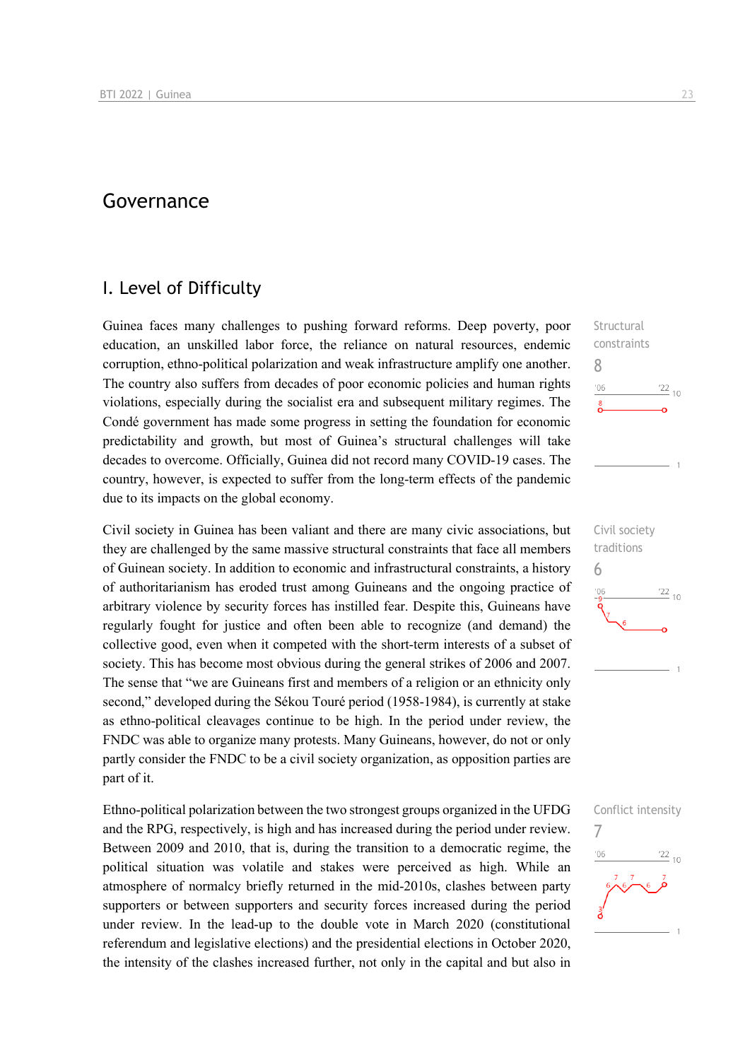# Governance

## I. Level of Difficulty

Guinea faces many challenges to pushing forward reforms. Deep poverty, poor education, an unskilled labor force, the reliance on natural resources, endemic corruption, ethno-political polarization and weak infrastructure amplify one another. The country also suffers from decades of poor economic policies and human rights violations, especially during the socialist era and subsequent military regimes. The Condé government has made some progress in setting the foundation for economic predictability and growth, but most of Guinea's structural challenges will take decades to overcome. Officially, Guinea did not record many COVID-19 cases. The country, however, is expected to suffer from the long-term effects of the pandemic due to its impacts on the global economy.

Structural constraints
8

Civil society in Guinea has been valiant and there are many civic associations, but they are challenged by the same massive structural constraints that face all members of Guinean society. In addition to economic and infrastructural constraints, a history of authoritarianism has eroded trust among Guineans and the ongoing practice of arbitrary violence by security forces has instilled fear. Despite this, Guineans have regularly fought for justice and often been able to recognize (and demand) the collective good, even when it competed with the short-term interests of a subset of society. This has become most obvious during the general strikes of 2006 and 2007. The sense that "we are Guineans first and members of a religion or an ethnicity only second," developed during the Sékou Touré period (1958-1984), is currently at stake as ethno-political cleavages continue to be high. In the period under review, the FNDC was able to organize many protests. Many Guineans, however, do not or only partly consider the FNDC to be a civil society organization, as opposition parties are part of it.

Civil society traditions
6

Ethno-political polarization between the two strongest groups organized in the UFDG and the RPG, respectively, is high and has increased during the period under review. Between 2009 and 2010, that is, during the transition to a democratic regime, the political situation was volatile and stakes were perceived as high. While an atmosphere of normalcy briefly returned in the mid-2010s, clashes between party supporters or between supporters and security forces increased during the period under review. In the lead-up to the double vote in March 2020 (constitutional referendum and legislative elections) and the presidential elections in October 2020, the intensity of the clashes increased further, not only in the capital and but also in

Conflict intensity
7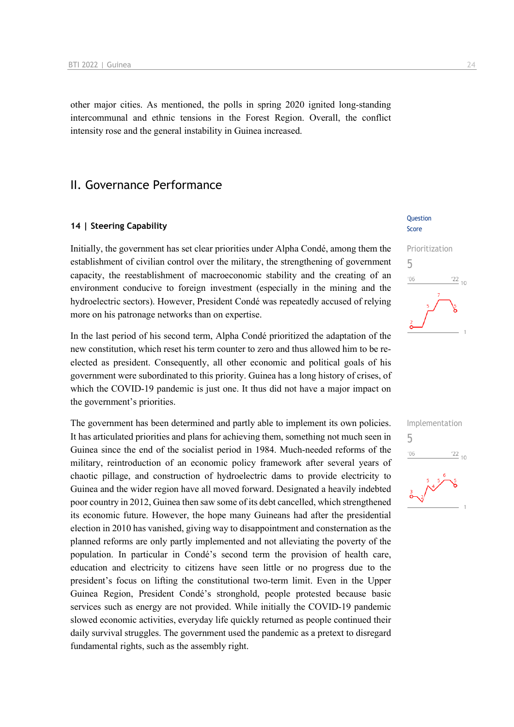other major cities. As mentioned, the polls in spring 2020 ignited long-standing intercommunal and ethnic tensions in the Forest Region. Overall, the conflict intensity rose and the general instability in Guinea increased.

## II. Governance Performance

### 14 | Steering Capability

Question Score

Prioritization
5

Initially, the government has set clear priorities under Alpha Condé, among them the establishment of civilian control over the military, the strengthening of government capacity, the reestablishment of macroeconomic stability and the creating of an environment conducive to foreign investment (especially in the mining and the hydroelectric sectors). However, President Condé was repeatedly accused of relying more on his patronage networks than on expertise.

In the last period of his second term, Alpha Condé prioritized the adaptation of the new constitution, which reset his term counter to zero and thus allowed him to be re-elected as president. Consequently, all other economic and political goals of his government were subordinated to this priority. Guinea has a long history of crises, of which the COVID-19 pandemic is just one. It thus did not have a major impact on the government's priorities.

Implementation
5

The government has been determined and partly able to implement its own policies. It has articulated priorities and plans for achieving them, something not much seen in Guinea since the end of the socialist period in 1984. Much-needed reforms of the military, reintroduction of an economic policy framework after several years of chaotic pillage, and construction of hydroelectric dams to provide electricity to Guinea and the wider region have all moved forward. Designated a heavily indebted poor country in 2012, Guinea then saw some of its debt cancelled, which strengthened its economic future. However, the hope many Guineans had after the presidential election in 2010 has vanished, giving way to disappointment and consternation as the planned reforms are only partly implemented and not alleviating the poverty of the population. In particular in Condé's second term the provision of health care, education and electricity to citizens have seen little or no progress due to the president's focus on lifting the constitutional two-term limit. Even in the Upper Guinea Region, President Condé's stronghold, people protested because basic services such as energy are not provided. While initially the COVID-19 pandemic slowed economic activities, everyday life quickly returned as people continued their daily survival struggles. The government used the pandemic as a pretext to disregard fundamental rights, such as the assembly right.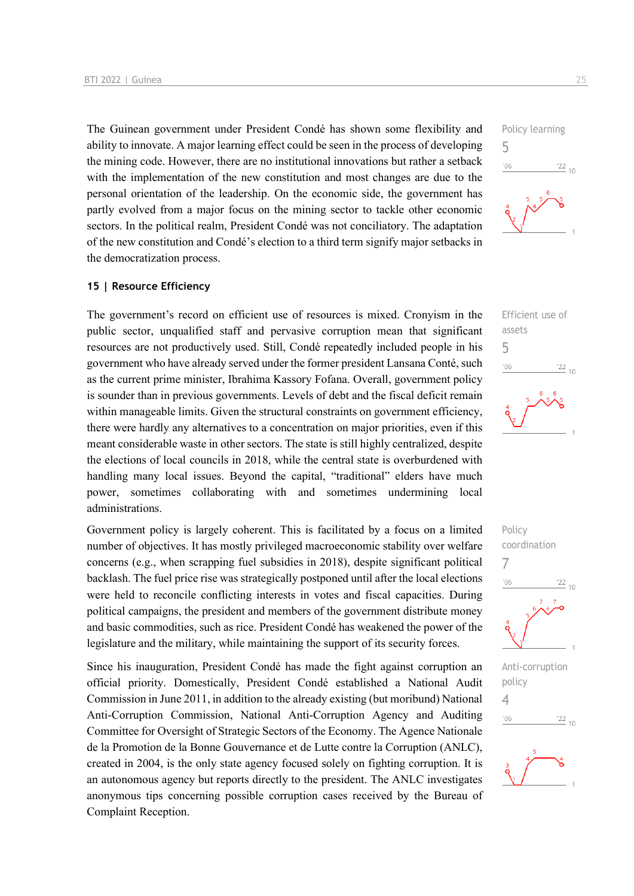The Guinean government under President Condé has shown some flexibility and ability to innovate. A major learning effect could be seen in the process of developing the mining code. However, there are no institutional innovations but rather a setback with the implementation of the new constitution and most changes are due to the personal orientation of the leadership. On the economic side, the government has partly evolved from a major focus on the mining sector to tackle other economic sectors. In the political realm, President Condé was not conciliatory. The adaptation of the new constitution and Condé's election to a third term signify major setbacks in the democratization process.

Policy learning
5

## 15 | Resource Efficiency

The government's record on efficient use of resources is mixed. Cronyism in the public sector, unqualified staff and pervasive corruption mean that significant resources are not productively used. Still, Condé repeatedly included people in his government who have already served under the former president Lansana Conté, such as the current prime minister, Ibrahima Kassory Fofana. Overall, government policy is sounder than in previous governments. Levels of debt and the fiscal deficit remain within manageable limits. Given the structural constraints on government efficiency, there were hardly any alternatives to a concentration on major priorities, even if this meant considerable waste in other sectors. The state is still highly centralized, despite the elections of local councils in 2018, while the central state is overburdened with handling many local issues. Beyond the capital, "traditional" elders have much power, sometimes collaborating with and sometimes undermining local administrations.

Efficient use of assets
5

Government policy is largely coherent. This is facilitated by a focus on a limited number of objectives. It has mostly privileged macroeconomic stability over welfare concerns (e.g., when scrapping fuel subsidies in 2018), despite significant political backlash. The fuel price rise was strategically postponed until after the local elections were held to reconcile conflicting interests in votes and fiscal capacities. During political campaigns, the president and members of the government distribute money and basic commodities, such as rice. President Condé has weakened the power of the legislature and the military, while maintaining the support of its security forces.

Policy coordination
7

Since his inauguration, President Condé has made the fight against corruption an official priority. Domestically, President Condé established a National Audit Commission in June 2011, in addition to the already existing (but moribund) National Anti-Corruption Commission, National Anti-Corruption Agency and Auditing Committee for Oversight of Strategic Sectors of the Economy. The Agence Nationale de la Promotion de la Bonne Gouvernance et de Lutte contre la Corruption (ANLC), created in 2004, is the only state agency focused solely on fighting corruption. It is an autonomous agency but reports directly to the president. The ANLC investigates anonymous tips concerning possible corruption cases received by the Bureau of Complaint Reception.

Anti-corruption policy
4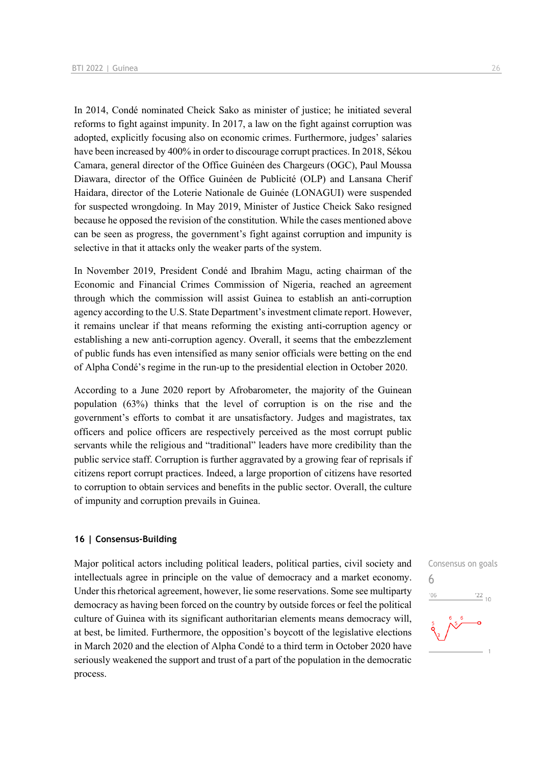In 2014, Condé nominated Cheick Sako as minister of justice; he initiated several reforms to fight against impunity. In 2017, a law on the fight against corruption was adopted, explicitly focusing also on economic crimes. Furthermore, judges' salaries have been increased by 400% in order to discourage corrupt practices. In 2018, Sékou Camara, general director of the Office Guinéen des Chargeurs (OGC), Paul Moussa Diawara, director of the Office Guinéen de Publicité (OLP) and Lansana Cherif Haidara, director of the Loterie Nationale de Guinée (LONAGUI) were suspended for suspected wrongdoing. In May 2019, Minister of Justice Cheick Sako resigned because he opposed the revision of the constitution. While the cases mentioned above can be seen as progress, the government's fight against corruption and impunity is selective in that it attacks only the weaker parts of the system.

In November 2019, President Condé and Ibrahim Magu, acting chairman of the Economic and Financial Crimes Commission of Nigeria, reached an agreement through which the commission will assist Guinea to establish an anti-corruption agency according to the U.S. State Department's investment climate report. However, it remains unclear if that means reforming the existing anti-corruption agency or establishing a new anti-corruption agency. Overall, it seems that the embezzlement of public funds has even intensified as many senior officials were betting on the end of Alpha Condé's regime in the run-up to the presidential election in October 2020.

According to a June 2020 report by Afrobarometer, the majority of the Guinean population (63%) thinks that the level of corruption is on the rise and the government's efforts to combat it are unsatisfactory. Judges and magistrates, tax officers and police officers are respectively perceived as the most corrupt public servants while the religious and "traditional" leaders have more credibility than the public service staff. Corruption is further aggravated by a growing fear of reprisals if citizens report corrupt practices. Indeed, a large proportion of citizens have resorted to corruption to obtain services and benefits in the public sector. Overall, the culture of impunity and corruption prevails in Guinea.

## 16 | Consensus-Building

Consensus on goals
6

Major political actors including political leaders, political parties, civil society and intellectuals agree in principle on the value of democracy and a market economy. Under this rhetorical agreement, however, lie some reservations. Some see multiparty democracy as having been forced on the country by outside forces or feel the political culture of Guinea with its significant authoritarian elements means democracy will, at best, be limited. Furthermore, the opposition's boycott of the legislative elections in March 2020 and the election of Alpha Condé to a third term in October 2020 have seriously weakened the support and trust of a part of the population in the democratic process.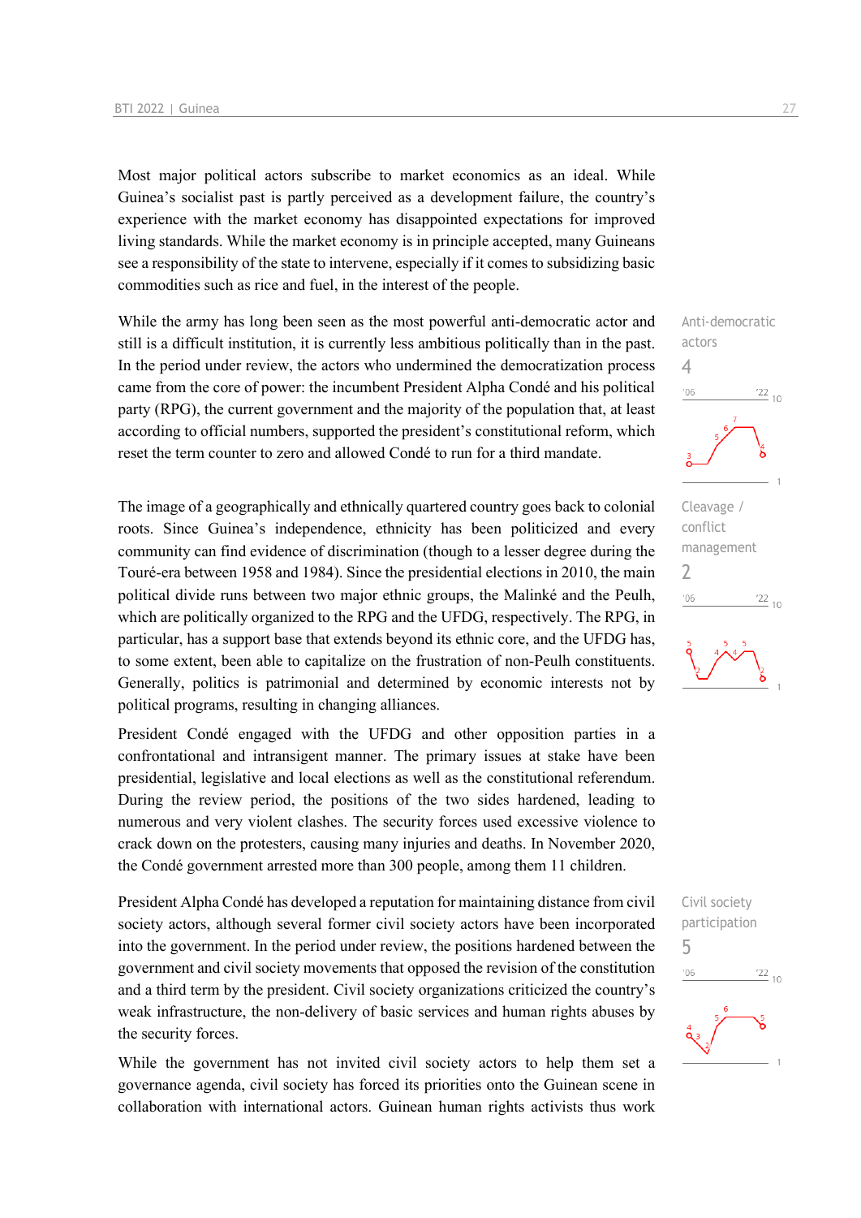Most major political actors subscribe to market economics as an ideal. While Guinea's socialist past is partly perceived as a development failure, the country's experience with the market economy has disappointed expectations for improved living standards. While the market economy is in principle accepted, many Guineans see a responsibility of the state to intervene, especially if it comes to subsidizing basic commodities such as rice and fuel, in the interest of the people.

Anti-democratic actors
4

While the army has long been seen as the most powerful anti-democratic actor and still is a difficult institution, it is currently less ambitious politically than in the past. In the period under review, the actors who undermined the democratization process came from the core of power: the incumbent President Alpha Condé and his political party (RPG), the current government and the majority of the population that, at least according to official numbers, supported the president's constitutional reform, which reset the term counter to zero and allowed Condé to run for a third mandate.

Cleavage / conflict management
2

The image of a geographically and ethnically quartered country goes back to colonial roots. Since Guinea's independence, ethnicity has been politicized and every community can find evidence of discrimination (though to a lesser degree during the Touré-era between 1958 and 1984). Since the presidential elections in 2010, the main political divide runs between two major ethnic groups, the Malinké and the Peulh, which are politically organized to the RPG and the UFDG, respectively. The RPG, in particular, has a support base that extends beyond its ethnic core, and the UFDG has, to some extent, been able to capitalize on the frustration of non-Peulh constituents. Generally, politics is patrimonial and determined by economic interests not by political programs, resulting in changing alliances.

President Condé engaged with the UFDG and other opposition parties in a confrontational and intransigent manner. The primary issues at stake have been presidential, legislative and local elections as well as the constitutional referendum. During the review period, the positions of the two sides hardened, leading to numerous and very violent clashes. The security forces used excessive violence to crack down on the protesters, causing many injuries and deaths. In November 2020, the Condé government arrested more than 300 people, among them 11 children.

Civil society participation
5

President Alpha Condé has developed a reputation for maintaining distance from civil society actors, although several former civil society actors have been incorporated into the government. In the period under review, the positions hardened between the government and civil society movements that opposed the revision of the constitution and a third term by the president. Civil society organizations criticized the country's weak infrastructure, the non-delivery of basic services and human rights abuses by the security forces.

While the government has not invited civil society actors to help them set a governance agenda, civil society has forced its priorities onto the Guinean scene in collaboration with international actors. Guinean human rights activists thus work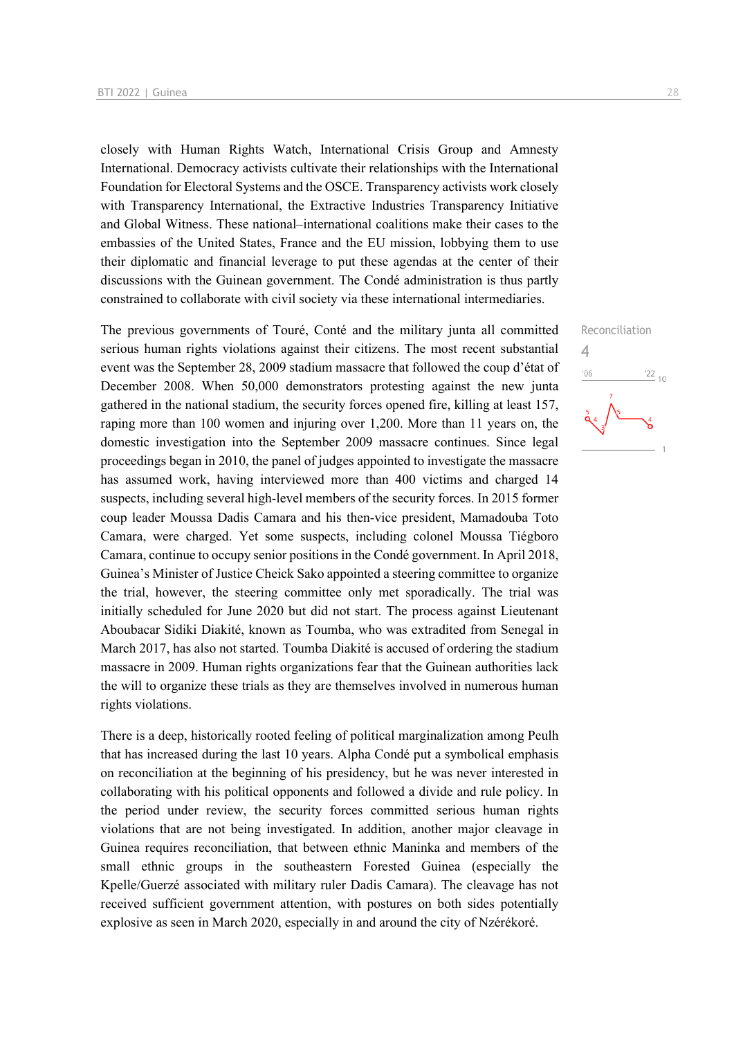closely with Human Rights Watch, International Crisis Group and Amnesty International. Democracy activists cultivate their relationships with the International Foundation for Electoral Systems and the OSCE. Transparency activists work closely with Transparency International, the Extractive Industries Transparency Initiative and Global Witness. These national–international coalitions make their cases to the embassies of the United States, France and the EU mission, lobbying them to use their diplomatic and financial leverage to put these agendas at the center of their discussions with the Guinean government. The Condé administration is thus partly constrained to collaborate with civil society via these international intermediaries.

Reconciliation
4

The previous governments of Touré, Conté and the military junta all committed serious human rights violations against their citizens. The most recent substantial event was the September 28, 2009 stadium massacre that followed the coup d'état of December 2008. When 50,000 demonstrators protesting against the new junta gathered in the national stadium, the security forces opened fire, killing at least 157, raping more than 100 women and injuring over 1,200. More than 11 years on, the domestic investigation into the September 2009 massacre continues. Since legal proceedings began in 2010, the panel of judges appointed to investigate the massacre has assumed work, having interviewed more than 400 victims and charged 14 suspects, including several high-level members of the security forces. In 2015 former coup leader Moussa Dadis Camara and his then-vice president, Mamadouba Toto Camara, were charged. Yet some suspects, including colonel Moussa Tiégboro Camara, continue to occupy senior positions in the Condé government. In April 2018, Guinea's Minister of Justice Cheick Sako appointed a steering committee to organize the trial, however, the steering committee only met sporadically. The trial was initially scheduled for June 2020 but did not start. The process against Lieutenant Aboubacar Sidiki Diakité, known as Toumba, who was extradited from Senegal in March 2017, has also not started. Toumba Diakité is accused of ordering the stadium massacre in 2009. Human rights organizations fear that the Guinean authorities lack the will to organize these trials as they are themselves involved in numerous human rights violations.

There is a deep, historically rooted feeling of political marginalization among Peulh that has increased during the last 10 years. Alpha Condé put a symbolical emphasis on reconciliation at the beginning of his presidency, but he was never interested in collaborating with his political opponents and followed a divide and rule policy. In the period under review, the security forces committed serious human rights violations that are not being investigated. In addition, another major cleavage in Guinea requires reconciliation, that between ethnic Maninka and members of the small ethnic groups in the southeastern Forested Guinea (especially the Kpelle/Guerzé associated with military ruler Dadis Camara). The cleavage has not received sufficient government attention, with postures on both sides potentially explosive as seen in March 2020, especially in and around the city of Nzérékoré.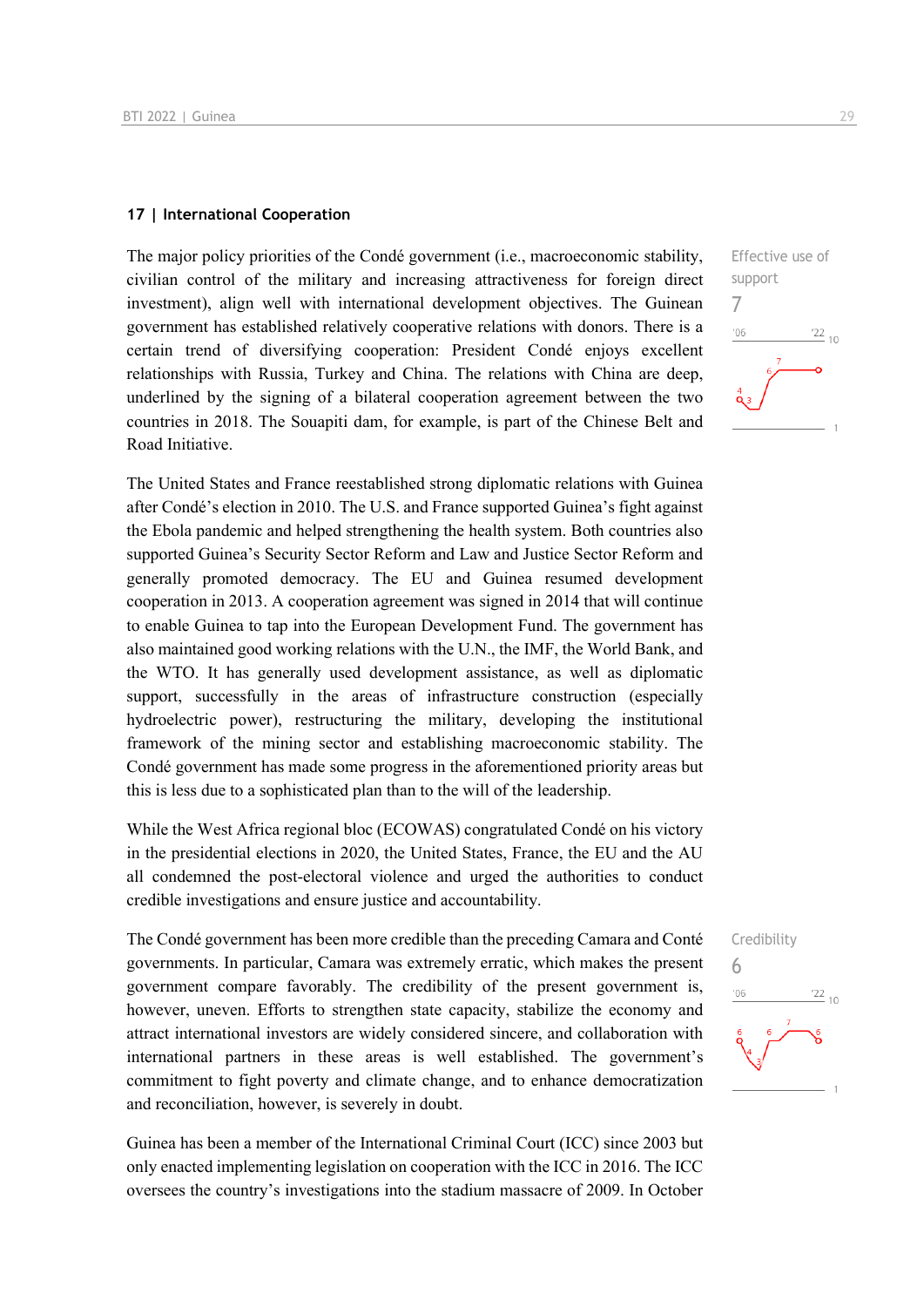## 17 | International Cooperation

The major policy priorities of the Condé government (i.e., macroeconomic stability, civilian control of the military and increasing attractiveness for foreign direct investment), align well with international development objectives. The Guinean government has established relatively cooperative relations with donors. There is a certain trend of diversifying cooperation: President Condé enjoys excellent relationships with Russia, Turkey and China. The relations with China are deep, underlined by the signing of a bilateral cooperation agreement between the two countries in 2018. The Souapiti dam, for example, is part of the Chinese Belt and Road Initiative.

Effective use of support
7

The United States and France reestablished strong diplomatic relations with Guinea after Condé's election in 2010. The U.S. and France supported Guinea's fight against the Ebola pandemic and helped strengthening the health system. Both countries also supported Guinea's Security Sector Reform and Law and Justice Sector Reform and generally promoted democracy. The EU and Guinea resumed development cooperation in 2013. A cooperation agreement was signed in 2014 that will continue to enable Guinea to tap into the European Development Fund. The government has also maintained good working relations with the U.N., the IMF, the World Bank, and the WTO. It has generally used development assistance, as well as diplomatic support, successfully in the areas of infrastructure construction (especially hydroelectric power), restructuring the military, developing the institutional framework of the mining sector and establishing macroeconomic stability. The Condé government has made some progress in the aforementioned priority areas but this is less due to a sophisticated plan than to the will of the leadership.

While the West Africa regional bloc (ECOWAS) congratulated Condé on his victory in the presidential elections in 2020, the United States, France, the EU and the AU all condemned the post-electoral violence and urged the authorities to conduct credible investigations and ensure justice and accountability.

The Condé government has been more credible than the preceding Camara and Conté governments. In particular, Camara was extremely erratic, which makes the present government compare favorably. The credibility of the present government is, however, uneven. Efforts to strengthen state capacity, stabilize the economy and attract international investors are widely considered sincere, and collaboration with international partners in these areas is well established. The government's commitment to fight poverty and climate change, and to enhance democratization and reconciliation, however, is severely in doubt.

Credibility
6

Guinea has been a member of the International Criminal Court (ICC) since 2003 but only enacted implementing legislation on cooperation with the ICC in 2016. The ICC oversees the country's investigations into the stadium massacre of 2009. In October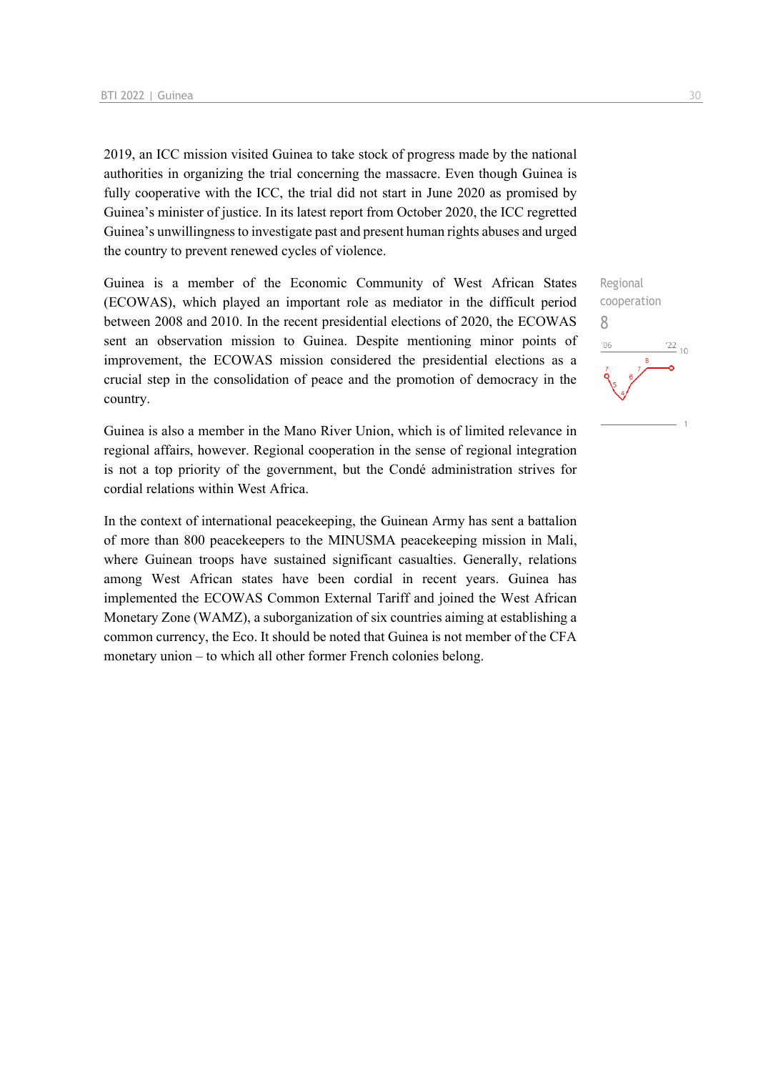2019, an ICC mission visited Guinea to take stock of progress made by the national authorities in organizing the trial concerning the massacre. Even though Guinea is fully cooperative with the ICC, the trial did not start in June 2020 as promised by Guinea's minister of justice. In its latest report from October 2020, the ICC regretted Guinea's unwillingness to investigate past and present human rights abuses and urged the country to prevent renewed cycles of violence.

Regional cooperation
8

Guinea is a member of the Economic Community of West African States (ECOWAS), which played an important role as mediator in the difficult period between 2008 and 2010. In the recent presidential elections of 2020, the ECOWAS sent an observation mission to Guinea. Despite mentioning minor points of improvement, the ECOWAS mission considered the presidential elections as a crucial step in the consolidation of peace and the promotion of democracy in the country.

Guinea is also a member in the Mano River Union, which is of limited relevance in regional affairs, however. Regional cooperation in the sense of regional integration is not a top priority of the government, but the Condé administration strives for cordial relations within West Africa.

In the context of international peacekeeping, the Guinean Army has sent a battalion of more than 800 peacekeepers to the MINUSMA peacekeeping mission in Mali, where Guinean troops have sustained significant casualties. Generally, relations among West African states have been cordial in recent years. Guinea has implemented the ECOWAS Common External Tariff and joined the West African Monetary Zone (WAMZ), a suborganization of six countries aiming at establishing a common currency, the Eco. It should be noted that Guinea is not member of the CFA monetary union – to which all other former French colonies belong.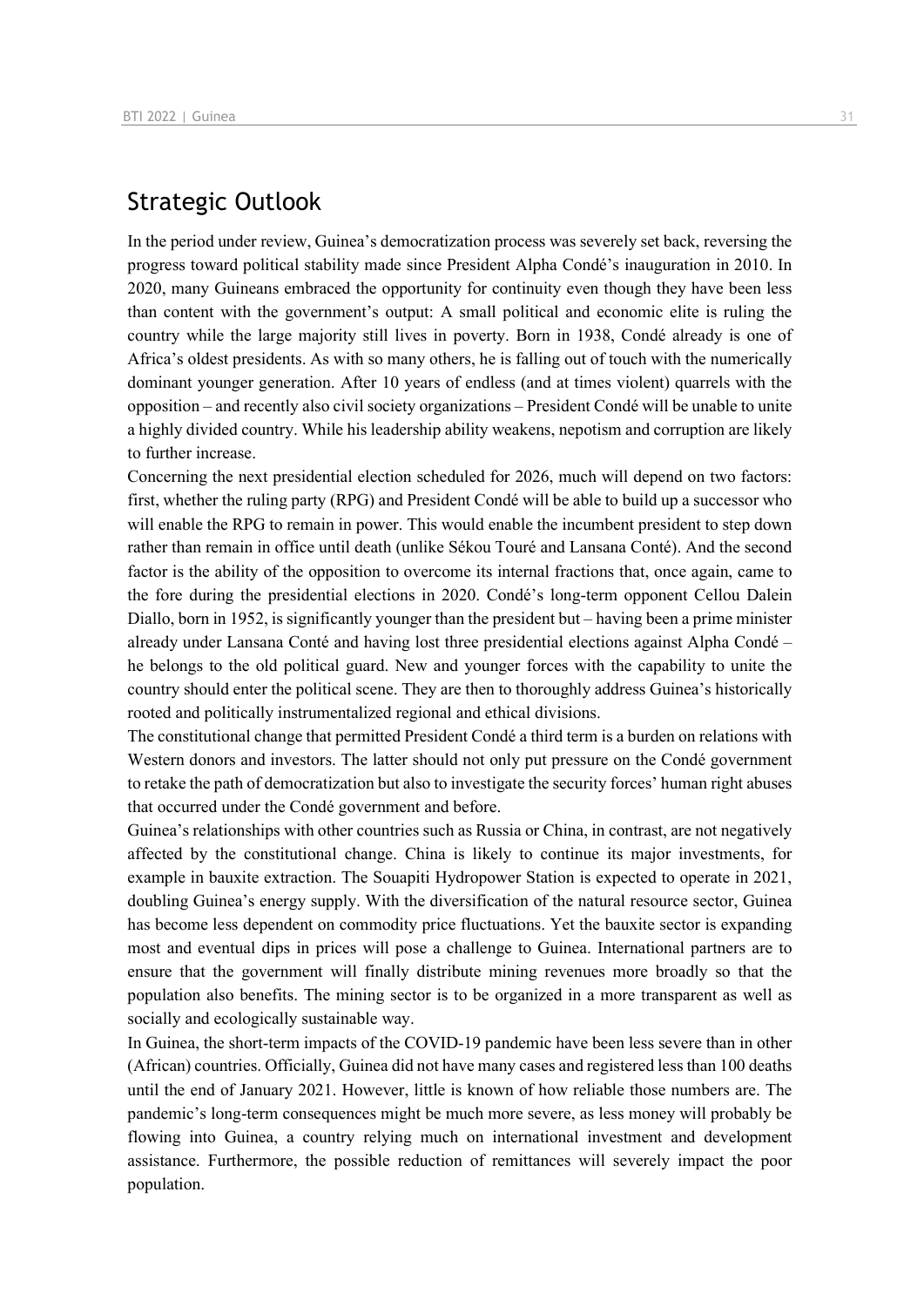## Strategic Outlook

In the period under review, Guinea's democratization process was severely set back, reversing the progress toward political stability made since President Alpha Condé's inauguration in 2010. In 2020, many Guineans embraced the opportunity for continuity even though they have been less than content with the government's output: A small political and economic elite is ruling the country while the large majority still lives in poverty. Born in 1938, Condé already is one of Africa's oldest presidents. As with so many others, he is falling out of touch with the numerically dominant younger generation. After 10 years of endless (and at times violent) quarrels with the opposition – and recently also civil society organizations – President Condé will be unable to unite a highly divided country. While his leadership ability weakens, nepotism and corruption are likely to further increase.

Concerning the next presidential election scheduled for 2026, much will depend on two factors: first, whether the ruling party (RPG) and President Condé will be able to build up a successor who will enable the RPG to remain in power. This would enable the incumbent president to step down rather than remain in office until death (unlike Sékou Touré and Lansana Conté). And the second factor is the ability of the opposition to overcome its internal fractions that, once again, came to the fore during the presidential elections in 2020. Condé's long-term opponent Cellou Dalein Diallo, born in 1952, is significantly younger than the president but – having been a prime minister already under Lansana Conté and having lost three presidential elections against Alpha Condé – he belongs to the old political guard. New and younger forces with the capability to unite the country should enter the political scene. They are then to thoroughly address Guinea's historically rooted and politically instrumentalized regional and ethical divisions.

The constitutional change that permitted President Condé a third term is a burden on relations with Western donors and investors. The latter should not only put pressure on the Condé government to retake the path of democratization but also to investigate the security forces' human right abuses that occurred under the Condé government and before.

Guinea's relationships with other countries such as Russia or China, in contrast, are not negatively affected by the constitutional change. China is likely to continue its major investments, for example in bauxite extraction. The Souapiti Hydropower Station is expected to operate in 2021, doubling Guinea's energy supply. With the diversification of the natural resource sector, Guinea has become less dependent on commodity price fluctuations. Yet the bauxite sector is expanding most and eventual dips in prices will pose a challenge to Guinea. International partners are to ensure that the government will finally distribute mining revenues more broadly so that the population also benefits. The mining sector is to be organized in a more transparent as well as socially and ecologically sustainable way.

In Guinea, the short-term impacts of the COVID-19 pandemic have been less severe than in other (African) countries. Officially, Guinea did not have many cases and registered less than 100 deaths until the end of January 2021. However, little is known of how reliable those numbers are. The pandemic's long-term consequences might be much more severe, as less money will probably be flowing into Guinea, a country relying much on international investment and development assistance. Furthermore, the possible reduction of remittances will severely impact the poor population.